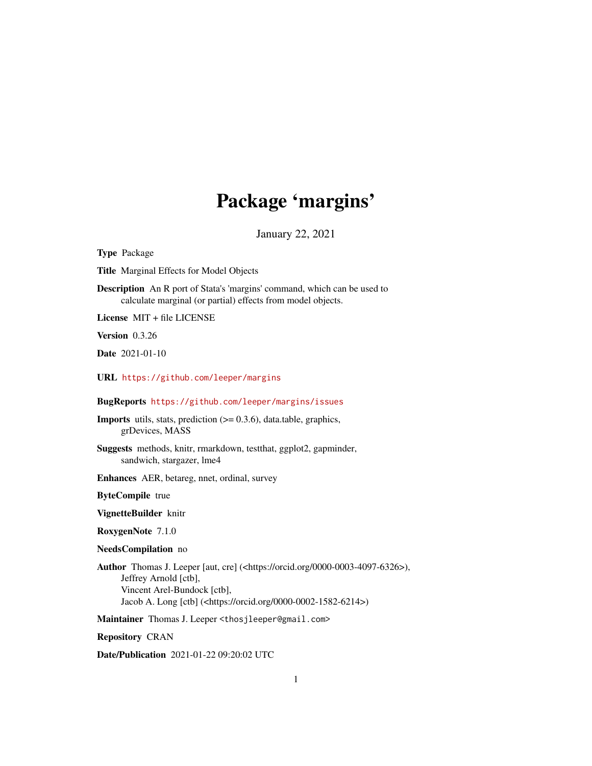# Package 'margins'

January 22, 2021

**Type** Package

**Title** Marginal Effects for Model Objects

**Description** An R port of Stata's 'margins' command, which can be used to calculate marginal (or partial) effects from model objects.

**License** MIT + file LICENSE

**Version** 0.3.26

**Date** 2021-01-10

**URL** https://github.com/leeper/margins

**BugReports** https://github.com/leeper/margins/issues

**Imports** utils, stats, prediction (>= 0.3.6), data.table, graphics, grDevices, MASS

**Suggests** methods, knitr, rmarkdown, testthat, ggplot2, gapminder, sandwich, stargazer, lme4

**Enhances** AER, betareg, nnet, ordinal, survey

**ByteCompile** true

**VignetteBuilder** knitr

**RoxygenNote** 7.1.0

**NeedsCompilation** no

**Author** Thomas J. Leeper [aut, cre] (<https://orcid.org/0000-0003-4097-6326>), Jeffrey Arnold [ctb], Vincent Arel-Bundock [ctb], Jacob A. Long [ctb] (<https://orcid.org/0000-0002-1582-6214>)

**Maintainer** Thomas J. Leeper <thosjleeper@gmail.com>

**Repository** CRAN

**Date/Publication** 2021-01-22 09:20:02 UTC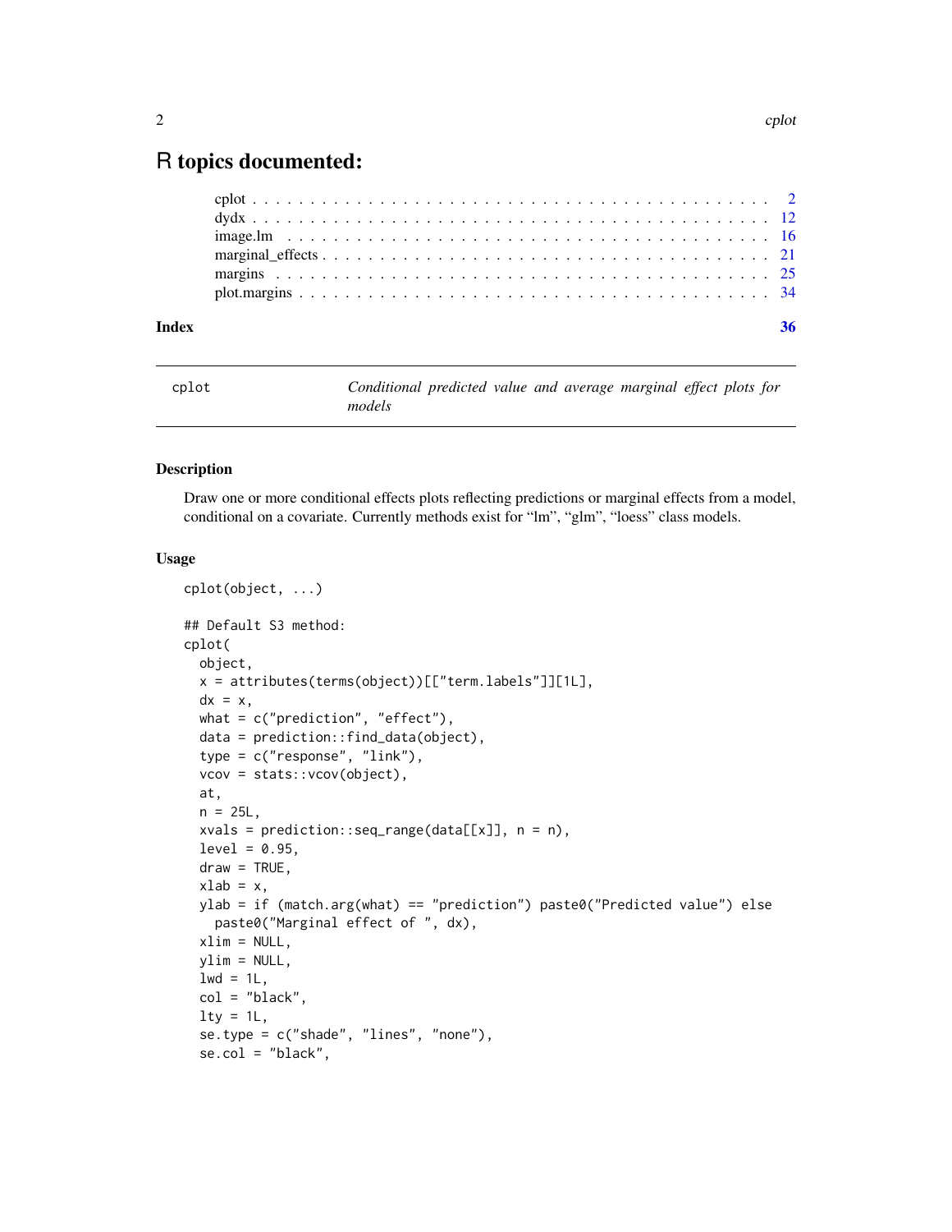# R topics documented:

- cplot . . . . . . . . . . . . . . . . . . . . . . . . . . . . . . . . . . . . . . . . . . . . 2
- dydx . . . . . . . . . . . . . . . . . . . . . . . . . . . . . . . . . . . . . . . . . . . . 12
- image.lm . . . . . . . . . . . . . . . . . . . . . . . . . . . . . . . . . . . . . . . . . . 16
- marginal_effects . . . . . . . . . . . . . . . . . . . . . . . . . . . . . . . . . . . . . 21
- margins . . . . . . . . . . . . . . . . . . . . . . . . . . . . . . . . . . . . . . . . . . 25
- plot.margins . . . . . . . . . . . . . . . . . . . . . . . . . . . . . . . . . . . . . . . 34

**Index** 36

---

cplot — *Conditional predicted value and average marginal effect plots for models*

---

## Description

Draw one or more conditional effects plots reflecting predictions or marginal effects from a model, conditional on a covariate. Currently methods exist for "lm", "glm", "loess" class models.

## Usage

```
cplot(object, ...)

## Default S3 method:
cplot(
  object,
  x = attributes(terms(object))[["term.labels"]][1L],
  dx = x,
  what = c("prediction", "effect"),
  data = prediction::find_data(object),
  type = c("response", "link"),
  vcov = stats::vcov(object),
  at,
  n = 25L,
  xvals = prediction::seq_range(data[[x]], n = n),
  level = 0.95,
  draw = TRUE,
  xlab = x,
  ylab = if (match.arg(what) == "prediction") paste0("Predicted value") else
    paste0("Marginal effect of ", dx),
  xlim = NULL,
  ylim = NULL,
  lwd = 1L,
  col = "black",
  lty = 1L,
  se.type = c("shade", "lines", "none"),
  se.col = "black",
```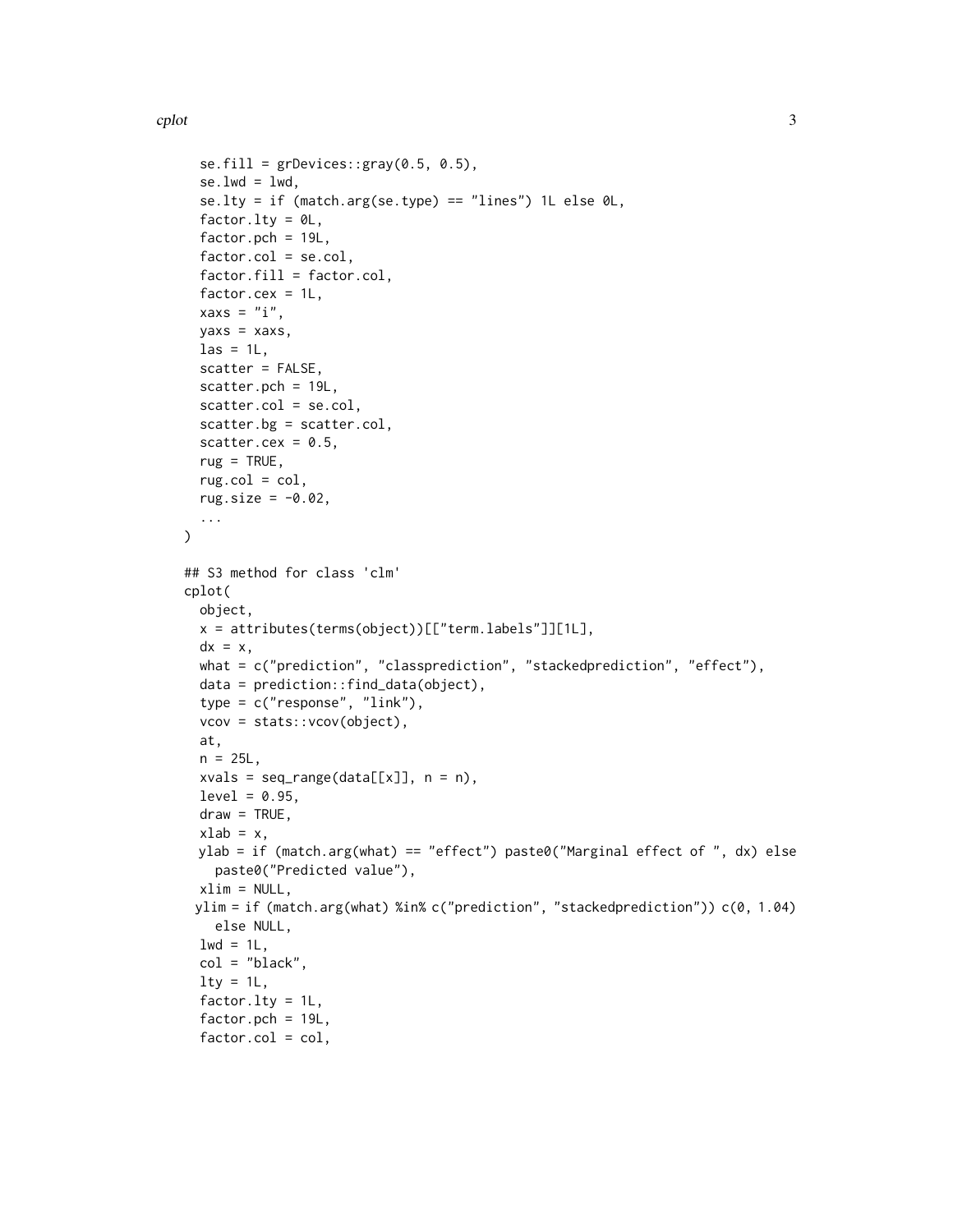```
  se.fill = grDevices::gray(0.5, 0.5),
  se.lwd = lwd,
  se.lty = if (match.arg(se.type) == "lines") 1L else 0L,
  factor.lty = 0L,
  factor.pch = 19L,
  factor.col = se.col,
  factor.fill = factor.col,
  factor.cex = 1L,
  xaxs = "i",
  yaxs = xaxs,
  las = 1L,
  scatter = FALSE,
  scatter.pch = 19L,
  scatter.col = se.col,
  scatter.bg = scatter.col,
  scatter.cex = 0.5,
  rug = TRUE,
  rug.col = col,
  rug.size = -0.02,
  ...
)

## S3 method for class 'clm'
cplot(
  object,
  x = attributes(terms(object))[["term.labels"]][1L],
  dx = x,
  what = c("prediction", "classprediction", "stackedprediction", "effect"),
  data = prediction::find_data(object),
  type = c("response", "link"),
  vcov = stats::vcov(object),
  at,
  n = 25L,
  xvals = seq_range(data[[x]], n = n),
  level = 0.95,
  draw = TRUE,
  xlab = x,
  ylab = if (match.arg(what) == "effect") paste0("Marginal effect of ", dx) else
    paste0("Predicted value"),
  xlim = NULL,
  ylim = if (match.arg(what) %in% c("prediction", "stackedprediction")) c(0, 1.04)
    else NULL,
  lwd = 1L,
  col = "black",
  lty = 1L,
  factor.lty = 1L,
  factor.pch = 19L,
  factor.col = col,
```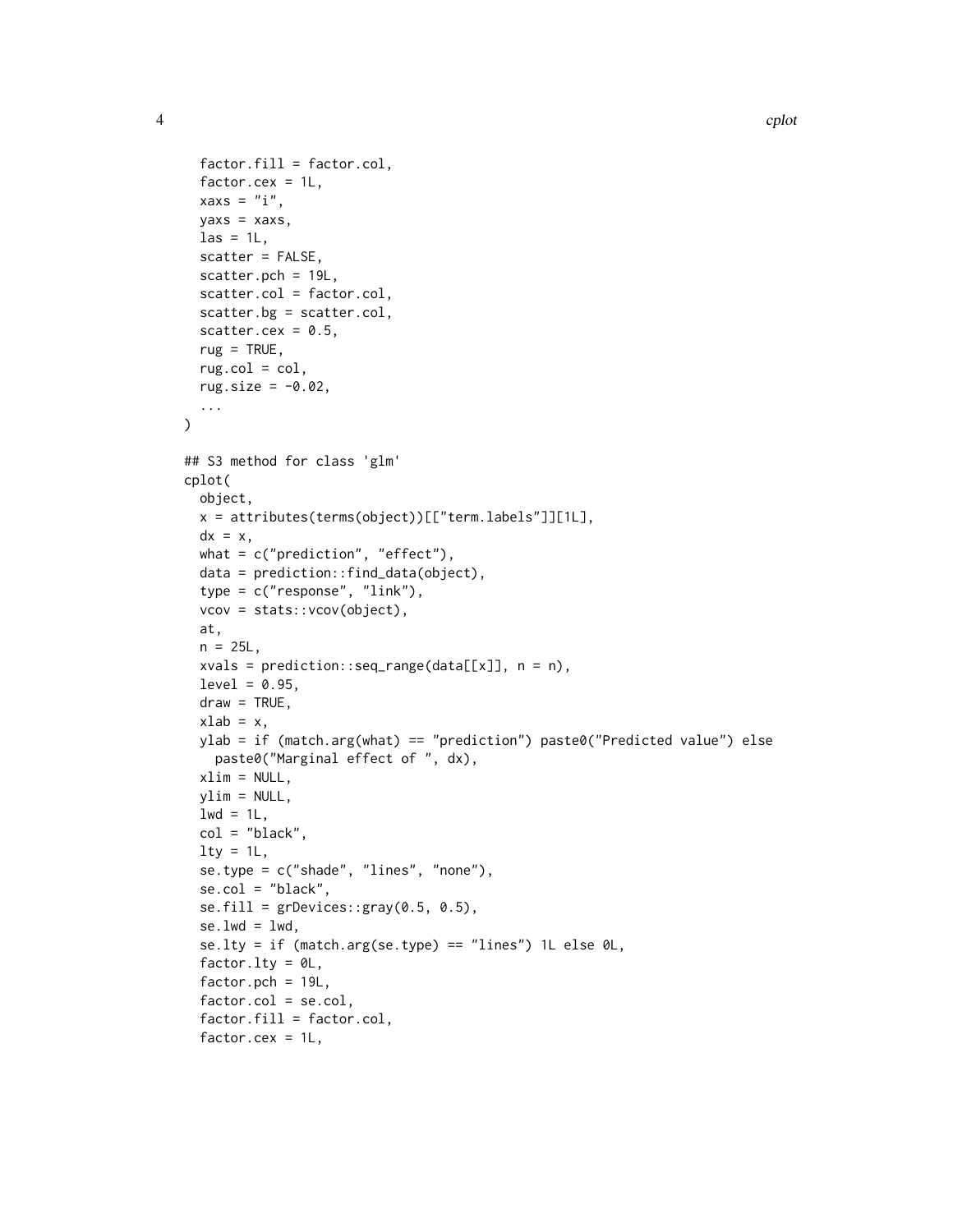```
  factor.fill = factor.col,
  factor.cex = 1L,
  xaxs = "i",
  yaxs = xaxs,
  las = 1L,
  scatter = FALSE,
  scatter.pch = 19L,
  scatter.col = factor.col,
  scatter.bg = scatter.col,
  scatter.cex = 0.5,
  rug = TRUE,
  rug.col = col,
  rug.size = -0.02,
  ...
)

## S3 method for class 'glm'
cplot(
  object,
  x = attributes(terms(object))[["term.labels"]][1L],
  dx = x,
  what = c("prediction", "effect"),
  data = prediction::find_data(object),
  type = c("response", "link"),
  vcov = stats::vcov(object),
  at,
  n = 25L,
  xvals = prediction::seq_range(data[[x]], n = n),
  level = 0.95,
  draw = TRUE,
  xlab = x,
  ylab = if (match.arg(what) == "prediction") paste0("Predicted value") else
    paste0("Marginal effect of ", dx),
  xlim = NULL,
  ylim = NULL,
  lwd = 1L,
  col = "black",
  lty = 1L,
  se.type = c("shade", "lines", "none"),
  se.col = "black",
  se.fill = grDevices::gray(0.5, 0.5),
  se.lwd = lwd,
  se.lty = if (match.arg(se.type) == "lines") 1L else 0L,
  factor.lty = 0L,
  factor.pch = 19L,
  factor.col = se.col,
  factor.fill = factor.col,
  factor.cex = 1L,
```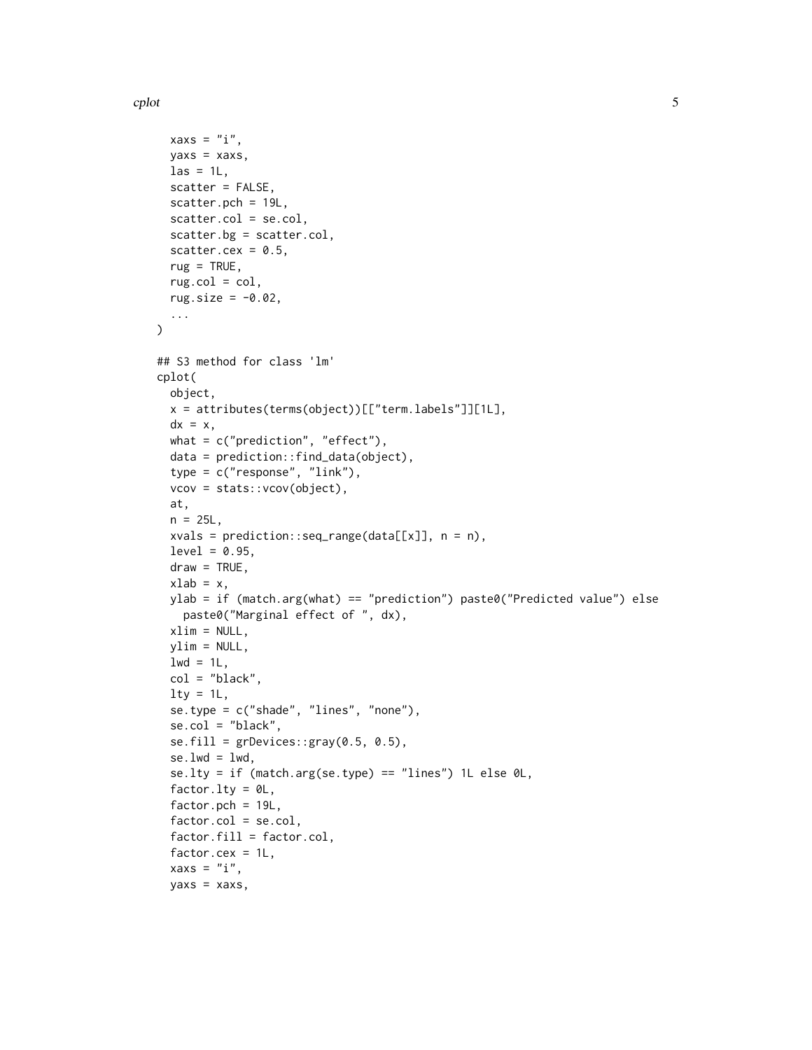```
  xaxs = "i",
  yaxs = xaxs,
  las = 1L,
  scatter = FALSE,
  scatter.pch = 19L,
  scatter.col = se.col,
  scatter.bg = scatter.col,
  scatter.cex = 0.5,
  rug = TRUE,
  rug.col = col,
  rug.size = -0.02,
  ...
)

## S3 method for class 'lm'
cplot(
  object,
  x = attributes(terms(object))[["term.labels"]][1L],
  dx = x,
  what = c("prediction", "effect"),
  data = prediction::find_data(object),
  type = c("response", "link"),
  vcov = stats::vcov(object),
  at,
  n = 25L,
  xvals = prediction::seq_range(data[[x]], n = n),
  level = 0.95,
  draw = TRUE,
  xlab = x,
  ylab = if (match.arg(what) == "prediction") paste0("Predicted value") else
    paste0("Marginal effect of ", dx),
  xlim = NULL,
  ylim = NULL,
  lwd = 1L,
  col = "black",
  lty = 1L,
  se.type = c("shade", "lines", "none"),
  se.col = "black",
  se.fill = grDevices::gray(0.5, 0.5),
  se.lwd = lwd,
  se.lty = if (match.arg(se.type) == "lines") 1L else 0L,
  factor.lty = 0L,
  factor.pch = 19L,
  factor.col = se.col,
  factor.fill = factor.col,
  factor.cex = 1L,
  xaxs = "i",
  yaxs = xaxs,
```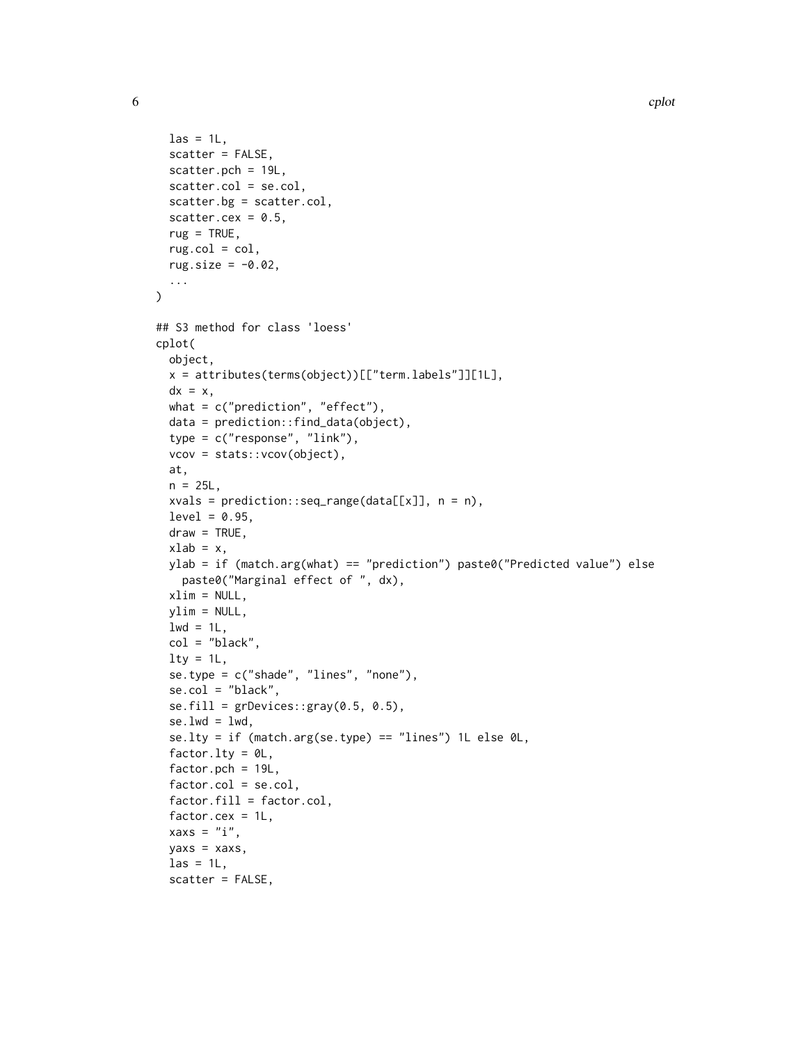```
  las = 1L,
  scatter = FALSE,
  scatter.pch = 19L,
  scatter.col = se.col,
  scatter.bg = scatter.col,
  scatter.cex = 0.5,
  rug = TRUE,
  rug.col = col,
  rug.size = -0.02,
  ...
)

## S3 method for class 'loess'
cplot(
  object,
  x = attributes(terms(object))[["term.labels"]][1L],
  dx = x,
  what = c("prediction", "effect"),
  data = prediction::find_data(object),
  type = c("response", "link"),
  vcov = stats::vcov(object),
  at,
  n = 25L,
  xvals = prediction::seq_range(data[[x]], n = n),
  level = 0.95,
  draw = TRUE,
  xlab = x,
  ylab = if (match.arg(what) == "prediction") paste0("Predicted value") else
    paste0("Marginal effect of ", dx),
  xlim = NULL,
  ylim = NULL,
  lwd = 1L,
  col = "black",
  lty = 1L,
  se.type = c("shade", "lines", "none"),
  se.col = "black",
  se.fill = grDevices::gray(0.5, 0.5),
  se.lwd = lwd,
  se.lty = if (match.arg(se.type) == "lines") 1L else 0L,
  factor.lty = 0L,
  factor.pch = 19L,
  factor.col = se.col,
  factor.fill = factor.col,
  factor.cex = 1L,
  xaxs = "i",
  yaxs = xaxs,
  las = 1L,
  scatter = FALSE,
```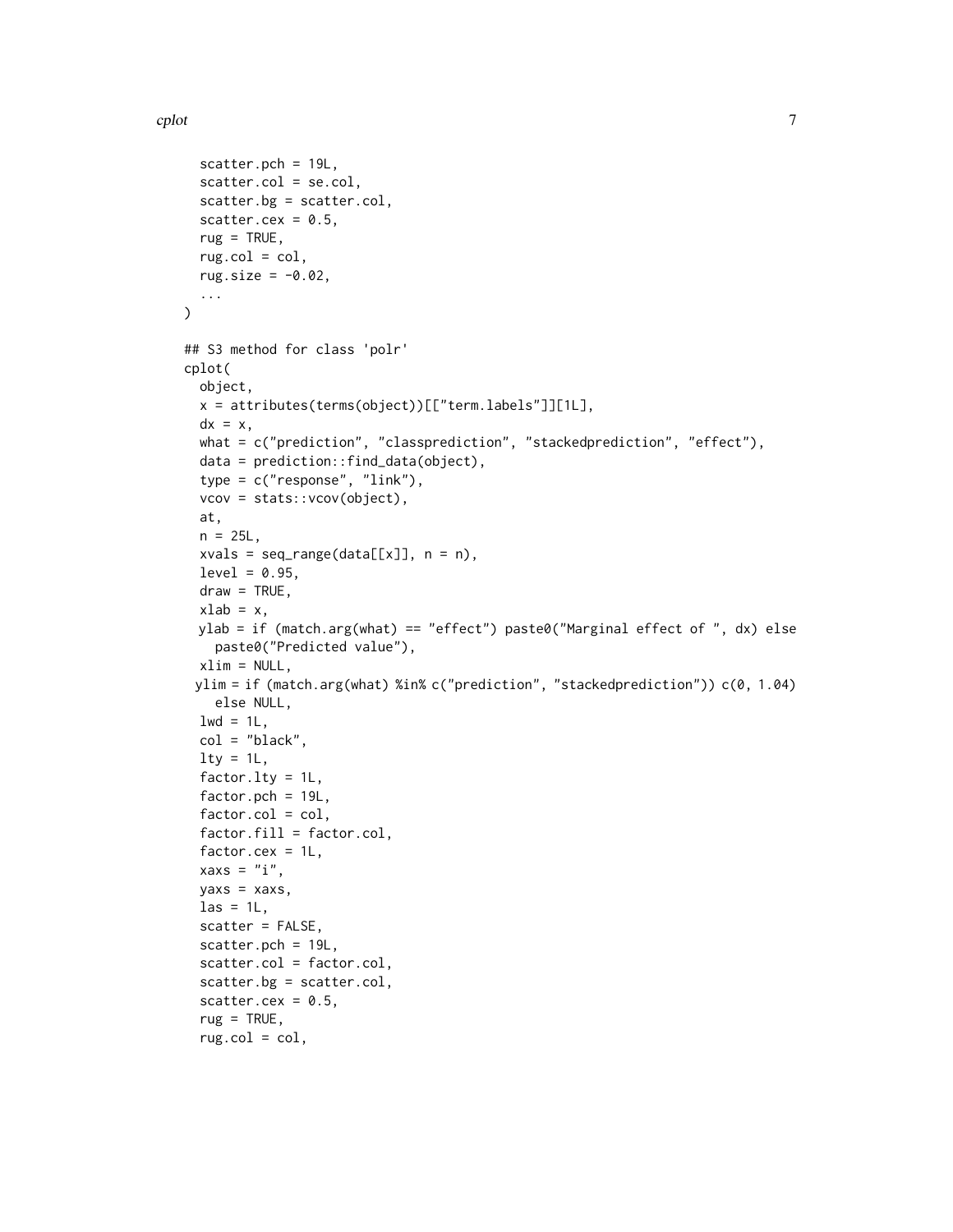```
  scatter.pch = 19L,
  scatter.col = se.col,
  scatter.bg = scatter.col,
  scatter.cex = 0.5,
  rug = TRUE,
  rug.col = col,
  rug.size = -0.02,
  ...
)

## S3 method for class 'polr'
cplot(
  object,
  x = attributes(terms(object))[["term.labels"]][1L],
  dx = x,
  what = c("prediction", "classprediction", "stackedprediction", "effect"),
  data = prediction::find_data(object),
  type = c("response", "link"),
  vcov = stats::vcov(object),
  at,
  n = 25L,
  xvals = seq_range(data[[x]], n = n),
  level = 0.95,
  draw = TRUE,
  xlab = x,
  ylab = if (match.arg(what) == "effect") paste0("Marginal effect of ", dx) else
    paste0("Predicted value"),
  xlim = NULL,
  ylim = if (match.arg(what) %in% c("prediction", "stackedprediction")) c(0, 1.04)
    else NULL,
  lwd = 1L,
  col = "black",
  lty = 1L,
  factor.lty = 1L,
  factor.pch = 19L,
  factor.col = col,
  factor.fill = factor.col,
  factor.cex = 1L,
  xaxs = "i",
  yaxs = xaxs,
  las = 1L,
  scatter = FALSE,
  scatter.pch = 19L,
  scatter.col = factor.col,
  scatter.bg = scatter.col,
  scatter.cex = 0.5,
  rug = TRUE,
  rug.col = col,
```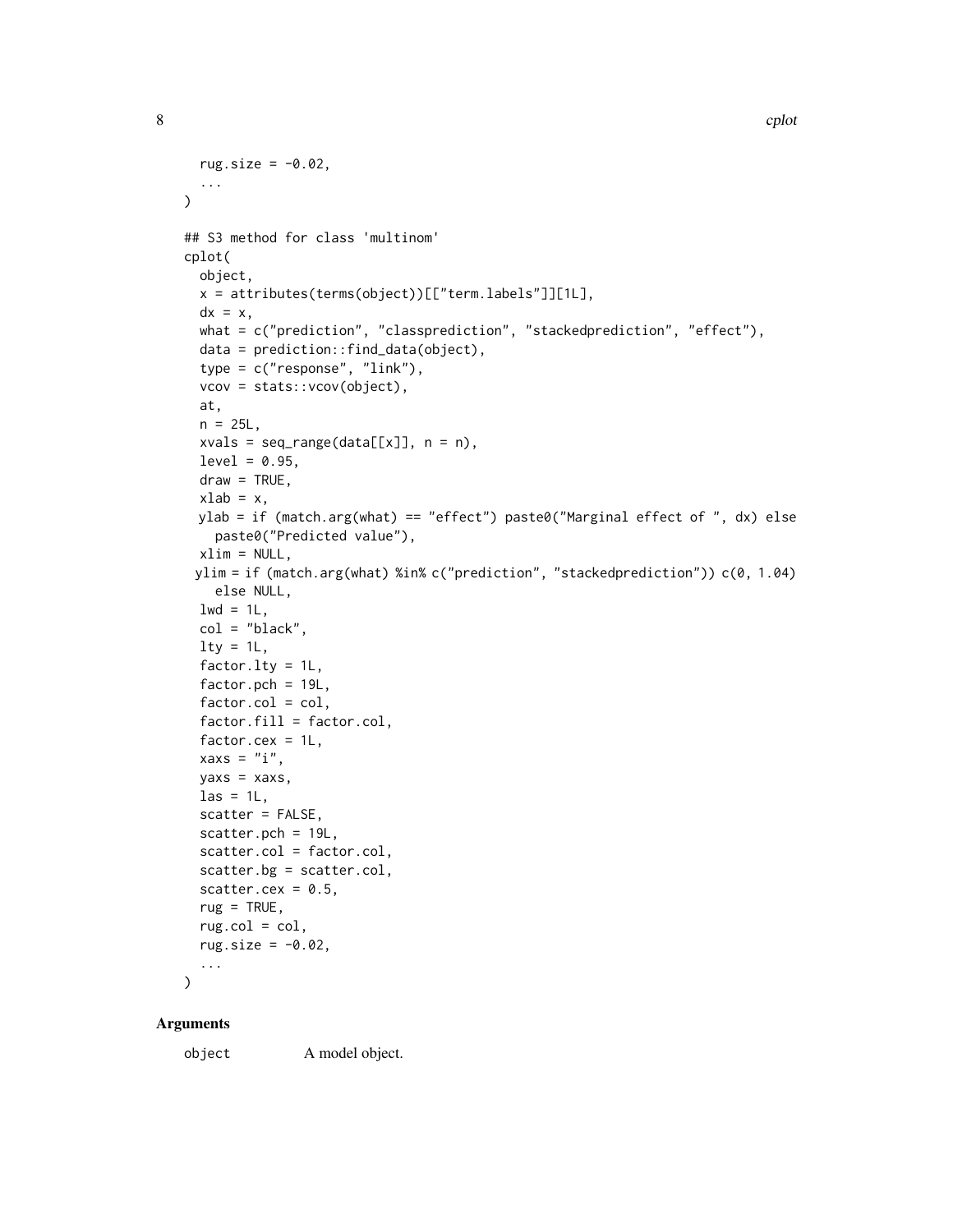```
  rug.size = -0.02,
  ...
)

## S3 method for class 'multinom'
cplot(
  object,
  x = attributes(terms(object))[["term.labels"]][1L],
  dx = x,
  what = c("prediction", "classprediction", "stackedprediction", "effect"),
  data = prediction::find_data(object),
  type = c("response", "link"),
  vcov = stats::vcov(object),
  at,
  n = 25L,
  xvals = seq_range(data[[x]], n = n),
  level = 0.95,
  draw = TRUE,
  xlab = x,
  ylab = if (match.arg(what) == "effect") paste0("Marginal effect of ", dx) else
    paste0("Predicted value"),
  xlim = NULL,
  ylim = if (match.arg(what) %in% c("prediction", "stackedprediction")) c(0, 1.04)
    else NULL,
  lwd = 1L,
  col = "black",
  lty = 1L,
  factor.lty = 1L,
  factor.pch = 19L,
  factor.col = col,
  factor.fill = factor.col,
  factor.cex = 1L,
  xaxs = "i",
  yaxs = xaxs,
  las = 1L,
  scatter = FALSE,
  scatter.pch = 19L,
  scatter.col = factor.col,
  scatter.bg = scatter.col,
  scatter.cex = 0.5,
  rug = TRUE,
  rug.col = col,
  rug.size = -0.02,
  ...
)
```

## Arguments

| | |
|---|---|
| object | A model object. |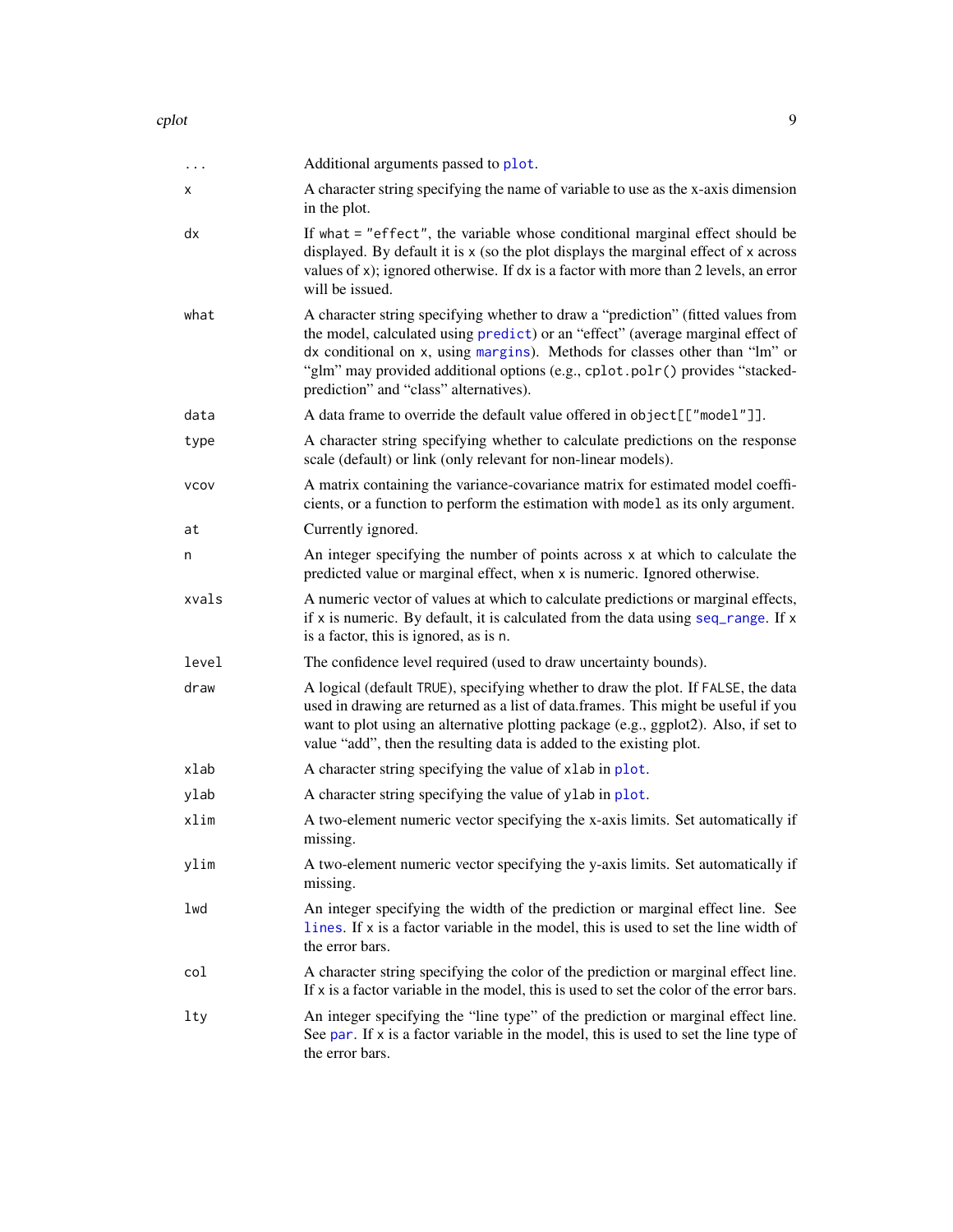| | |
|---|---|
| `...` | Additional arguments passed to `plot`. |
| `x` | A character string specifying the name of variable to use as the x-axis dimension in the plot. |
| `dx` | If `what = "effect"`, the variable whose conditional marginal effect should be displayed. By default it is `x` (so the plot displays the marginal effect of `x` across values of `x`); ignored otherwise. If `dx` is a factor with more than 2 levels, an error will be issued. |
| `what` | A character string specifying whether to draw a "prediction" (fitted values from the model, calculated using `predict`) or an "effect" (average marginal effect of `dx` conditional on `x`, using `margins`). Methods for classes other than "lm" or "glm" may provided additional options (e.g., `cplot.polr()` provides "stacked-prediction" and "class" alternatives). |
| `data` | A data frame to override the default value offered in `object[["model"]]`. |
| `type` | A character string specifying whether to calculate predictions on the response scale (default) or link (only relevant for non-linear models). |
| `vcov` | A matrix containing the variance-covariance matrix for estimated model coefficients, or a function to perform the estimation with `model` as its only argument. |
| `at` | Currently ignored. |
| `n` | An integer specifying the number of points across `x` at which to calculate the predicted value or marginal effect, when `x` is numeric. Ignored otherwise. |
| `xvals` | A numeric vector of values at which to calculate predictions or marginal effects, if `x` is numeric. By default, it is calculated from the data using `seq_range`. If `x` is a factor, this is ignored, as is `n`. |
| `level` | The confidence level required (used to draw uncertainty bounds). |
| `draw` | A logical (default `TRUE`), specifying whether to draw the plot. If `FALSE`, the data used in drawing are returned as a list of data.frames. This might be useful if you want to plot using an alternative plotting package (e.g., ggplot2). Also, if set to value "add", then the resulting data is added to the existing plot. |
| `xlab` | A character string specifying the value of `xlab` in `plot`. |
| `ylab` | A character string specifying the value of `ylab` in `plot`. |
| `xlim` | A two-element numeric vector specifying the x-axis limits. Set automatically if missing. |
| `ylim` | A two-element numeric vector specifying the y-axis limits. Set automatically if missing. |
| `lwd` | An integer specifying the width of the prediction or marginal effect line. See `lines`. If `x` is a factor variable in the model, this is used to set the line width of the error bars. |
| `col` | A character string specifying the color of the prediction or marginal effect line. If `x` is a factor variable in the model, this is used to set the color of the error bars. |
| `lty` | An integer specifying the "line type" of the prediction or marginal effect line. See `par`. If `x` is a factor variable in the model, this is used to set the line type of the error bars. |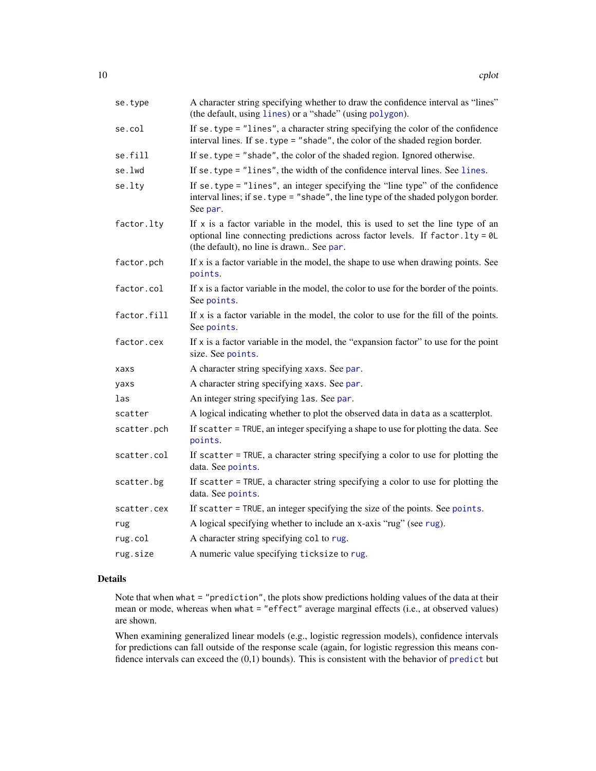| | |
|---|---|
| `se.type` | A character string specifying whether to draw the confidence interval as "lines" (the default, using `lines`) or a "shade" (using `polygon`). |
| `se.col` | If `se.type = "lines"`, a character string specifying the color of the confidence interval lines. If `se.type = "shade"`, the color of the shaded region border. |
| `se.fill` | If `se.type = "shade"`, the color of the shaded region. Ignored otherwise. |
| `se.lwd` | If `se.type = "lines"`, the width of the confidence interval lines. See `lines`. |
| `se.lty` | If `se.type = "lines"`, an integer specifying the "line type" of the confidence interval lines; if `se.type = "shade"`, the line type of the shaded polygon border. See `par`. |
| `factor.lty` | If `x` is a factor variable in the model, this is used to set the line type of an optional line connecting predictions across factor levels. If `factor.lty = 0L` (the default), no line is drawn.. See `par`. |
| `factor.pch` | If `x` is a factor variable in the model, the shape to use when drawing points. See `points`. |
| `factor.col` | If `x` is a factor variable in the model, the color to use for the border of the points. See `points`. |
| `factor.fill` | If `x` is a factor variable in the model, the color to use for the fill of the points. See `points`. |
| `factor.cex` | If `x` is a factor variable in the model, the "expansion factor" to use for the point size. See `points`. |
| `xaxs` | A character string specifying `xaxs`. See `par`. |
| `yaxs` | A character string specifying `xaxs`. See `par`. |
| `las` | An integer string specifying `las`. See `par`. |
| `scatter` | A logical indicating whether to plot the observed data in `data` as a scatterplot. |
| `scatter.pch` | If `scatter = TRUE`, an integer specifying a shape to use for plotting the data. See `points`. |
| `scatter.col` | If `scatter = TRUE`, a character string specifying a color to use for plotting the data. See `points`. |
| `scatter.bg` | If `scatter = TRUE`, a character string specifying a color to use for plotting the data. See `points`. |
| `scatter.cex` | If `scatter = TRUE`, an integer specifying the size of the points. See `points`. |
| `rug` | A logical specifying whether to include an x-axis "rug" (see `rug`). |
| `rug.col` | A character string specifying `col` to `rug`. |
| `rug.size` | A numeric value specifying `ticksize` to `rug`. |

## Details

Note that when `what = "prediction"`, the plots show predictions holding values of the data at their mean or mode, whereas when `what = "effect"` average marginal effects (i.e., at observed values) are shown.

When examining generalized linear models (e.g., logistic regression models), confidence intervals for predictions can fall outside of the response scale (again, for logistic regression this means confidence intervals can exceed the (0,1) bounds). This is consistent with the behavior of `predict` but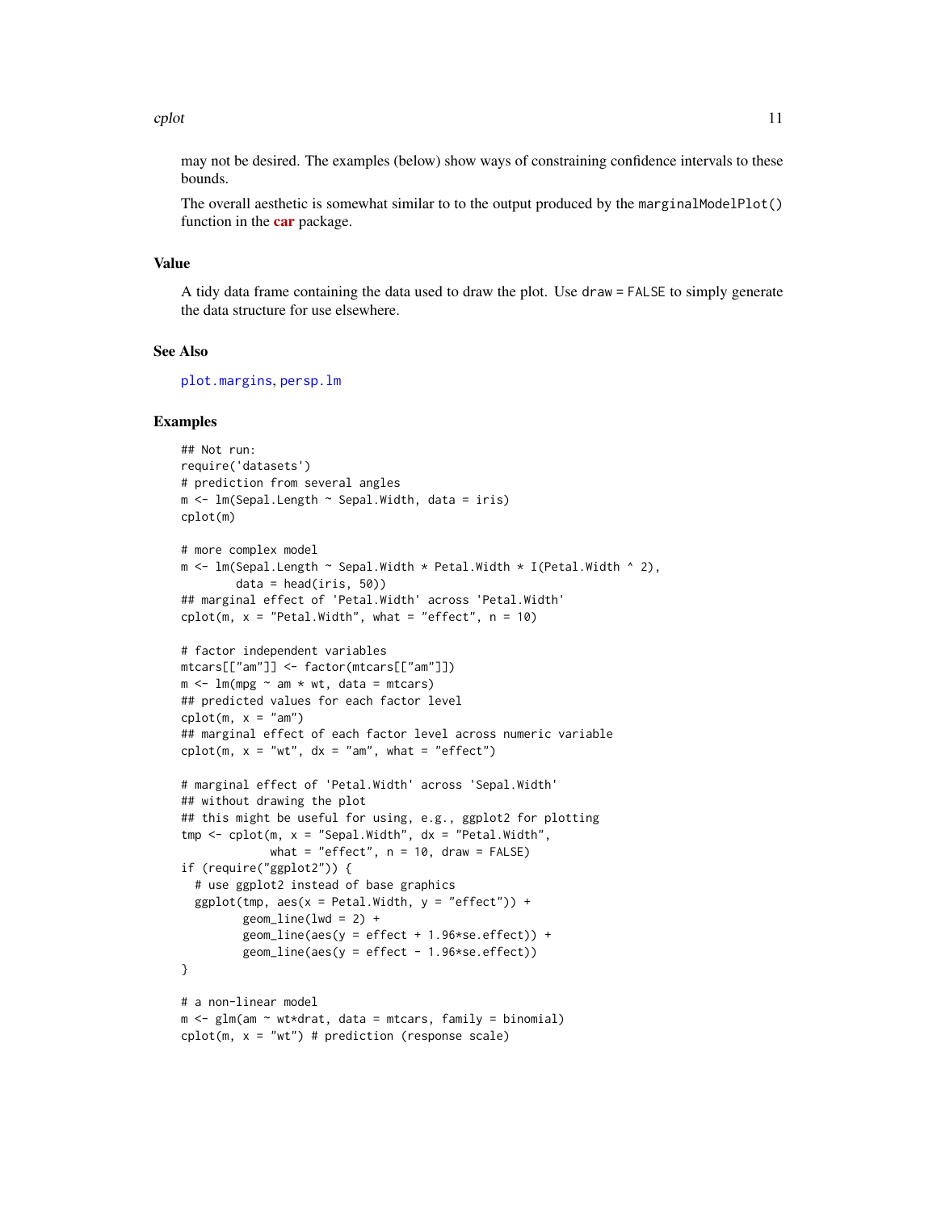may not be desired. The examples (below) show ways of constraining confidence intervals to these bounds.

The overall aesthetic is somewhat similar to to the output produced by the `marginalModelPlot()` function in the **car** package.

## Value

A tidy data frame containing the data used to draw the plot. Use `draw = FALSE` to simply generate the data structure for use elsewhere.

## See Also

`plot.margins`, `persp.lm`

## Examples

```
## Not run:
require('datasets')
# prediction from several angles
m <- lm(Sepal.Length ~ Sepal.Width, data = iris)
cplot(m)

# more complex model
m <- lm(Sepal.Length ~ Sepal.Width * Petal.Width * I(Petal.Width ^ 2),
        data = head(iris, 50))
## marginal effect of 'Petal.Width' across 'Petal.Width'
cplot(m, x = "Petal.Width", what = "effect", n = 10)

# factor independent variables
mtcars[["am"]] <- factor(mtcars[["am"]])
m <- lm(mpg ~ am * wt, data = mtcars)
## predicted values for each factor level
cplot(m, x = "am")
## marginal effect of each factor level across numeric variable
cplot(m, x = "wt", dx = "am", what = "effect")

# marginal effect of 'Petal.Width' across 'Sepal.Width'
## without drawing the plot
## this might be useful for using, e.g., ggplot2 for plotting
tmp <- cplot(m, x = "Sepal.Width", dx = "Petal.Width",
             what = "effect", n = 10, draw = FALSE)
if (require("ggplot2")) {
  # use ggplot2 instead of base graphics
  ggplot(tmp, aes(x = Petal.Width, y = "effect")) +
         geom_line(lwd = 2) +
         geom_line(aes(y = effect + 1.96*se.effect)) +
         geom_line(aes(y = effect - 1.96*se.effect))
}

# a non-linear model
m <- glm(am ~ wt*drat, data = mtcars, family = binomial)
cplot(m, x = "wt") # prediction (response scale)
```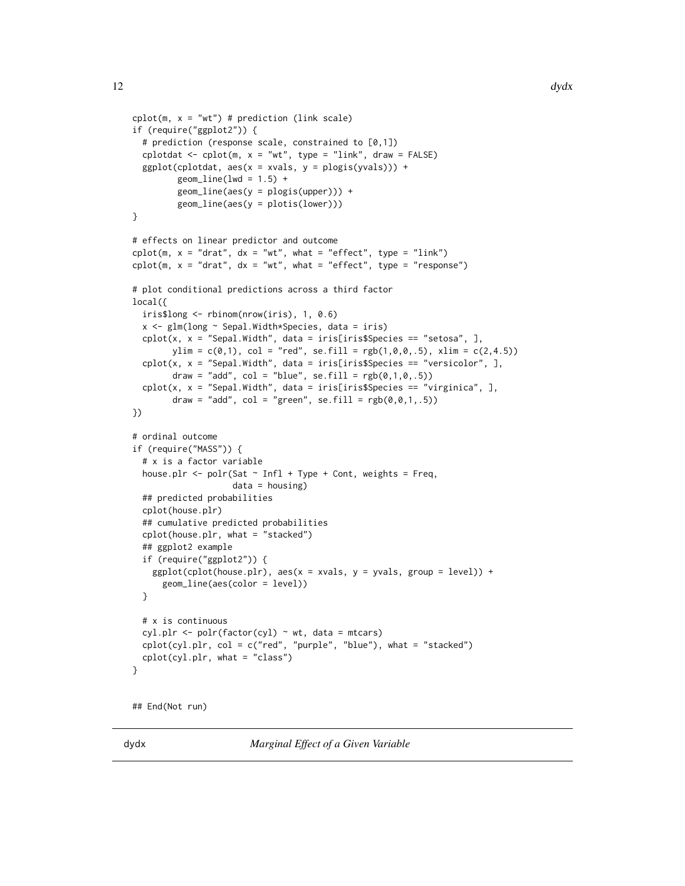```
cplot(m, x = "wt") # prediction (link scale)
if (require("ggplot2")) {
  # prediction (response scale, constrained to [0,1])
  cplotdat <- cplot(m, x = "wt", type = "link", draw = FALSE)
  ggplot(cplotdat, aes(x = xvals, y = plogis(yvals))) +
         geom_line(lwd = 1.5) +
         geom_line(aes(y = plogis(upper))) +
         geom_line(aes(y = plotis(lower)))
}

# effects on linear predictor and outcome
cplot(m, x = "drat", dx = "wt", what = "effect", type = "link")
cplot(m, x = "drat", dx = "wt", what = "effect", type = "response")

# plot conditional predictions across a third factor
local({
  iris$long <- rbinom(nrow(iris), 1, 0.6)
  x <- glm(long ~ Sepal.Width*Species, data = iris)
  cplot(x, x = "Sepal.Width", data = iris[iris$Species == "setosa", ],
        ylim = c(0,1), col = "red", se.fill = rgb(1,0,0,.5), xlim = c(2,4.5))
  cplot(x, x = "Sepal.Width", data = iris[iris$Species == "versicolor", ],
        draw = "add", col = "blue", se.fill = rgb(0,1,0,.5))
  cplot(x, x = "Sepal.Width", data = iris[iris$Species == "virginica", ],
        draw = "add", col = "green", se.fill = rgb(0,0,1,.5))
})

# ordinal outcome
if (require("MASS")) {
  # x is a factor variable
  house.plr <- polr(Sat ~ Infl + Type + Cont, weights = Freq,
                    data = housing)
  ## predicted probabilities
  cplot(house.plr)
  ## cumulative predicted probabilities
  cplot(house.plr, what = "stacked")
  ## ggplot2 example
  if (require("ggplot2")) {
    ggplot(cplot(house.plr), aes(x = xvals, y = yvals, group = level)) +
      geom_line(aes(color = level))
  }

  # x is continuous
  cyl.plr <- polr(factor(cyl) ~ wt, data = mtcars)
  cplot(cyl.plr, col = c("red", "purple", "blue"), what = "stacked")
  cplot(cyl.plr, what = "class")
}


## End(Not run)
```

---

dydx &nbsp;&nbsp;&nbsp;&nbsp;&nbsp;&nbsp;&nbsp; *Marginal Effect of a Given Variable*

---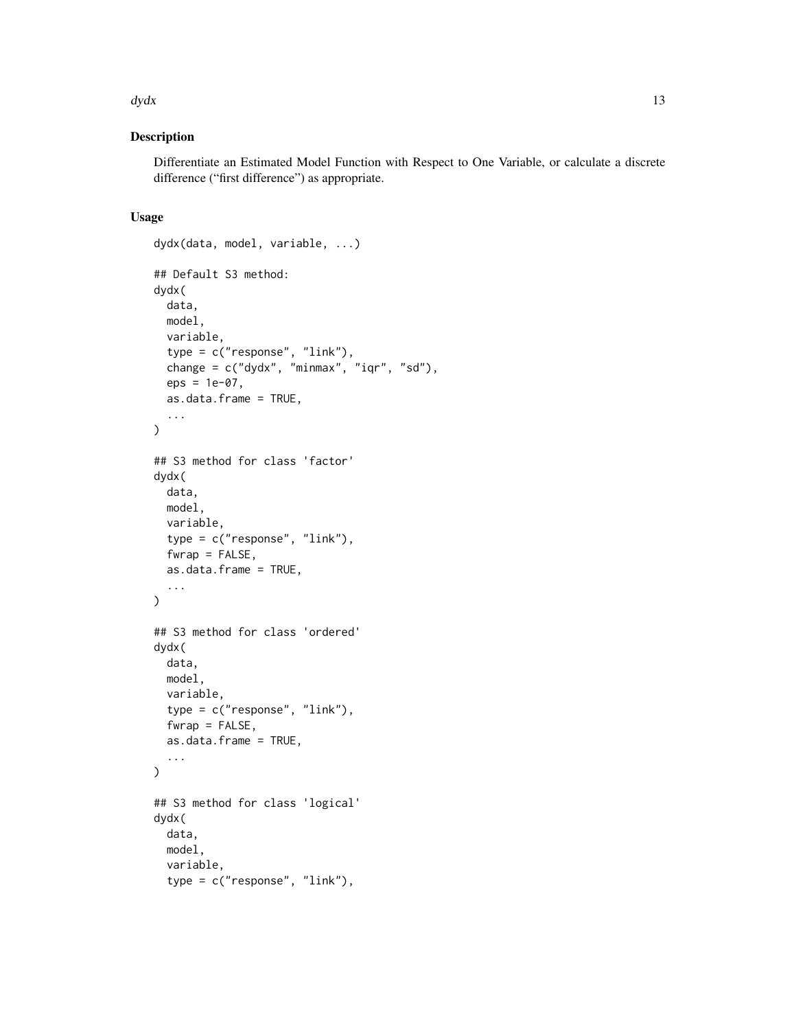## Description

Differentiate an Estimated Model Function with Respect to One Variable, or calculate a discrete difference ("first difference") as appropriate.

## Usage

```
dydx(data, model, variable, ...)

## Default S3 method:
dydx(
  data,
  model,
  variable,
  type = c("response", "link"),
  change = c("dydx", "minmax", "iqr", "sd"),
  eps = 1e-07,
  as.data.frame = TRUE,
  ...
)

## S3 method for class 'factor'
dydx(
  data,
  model,
  variable,
  type = c("response", "link"),
  fwrap = FALSE,
  as.data.frame = TRUE,
  ...
)

## S3 method for class 'ordered'
dydx(
  data,
  model,
  variable,
  type = c("response", "link"),
  fwrap = FALSE,
  as.data.frame = TRUE,
  ...
)

## S3 method for class 'logical'
dydx(
  data,
  model,
  variable,
  type = c("response", "link"),
```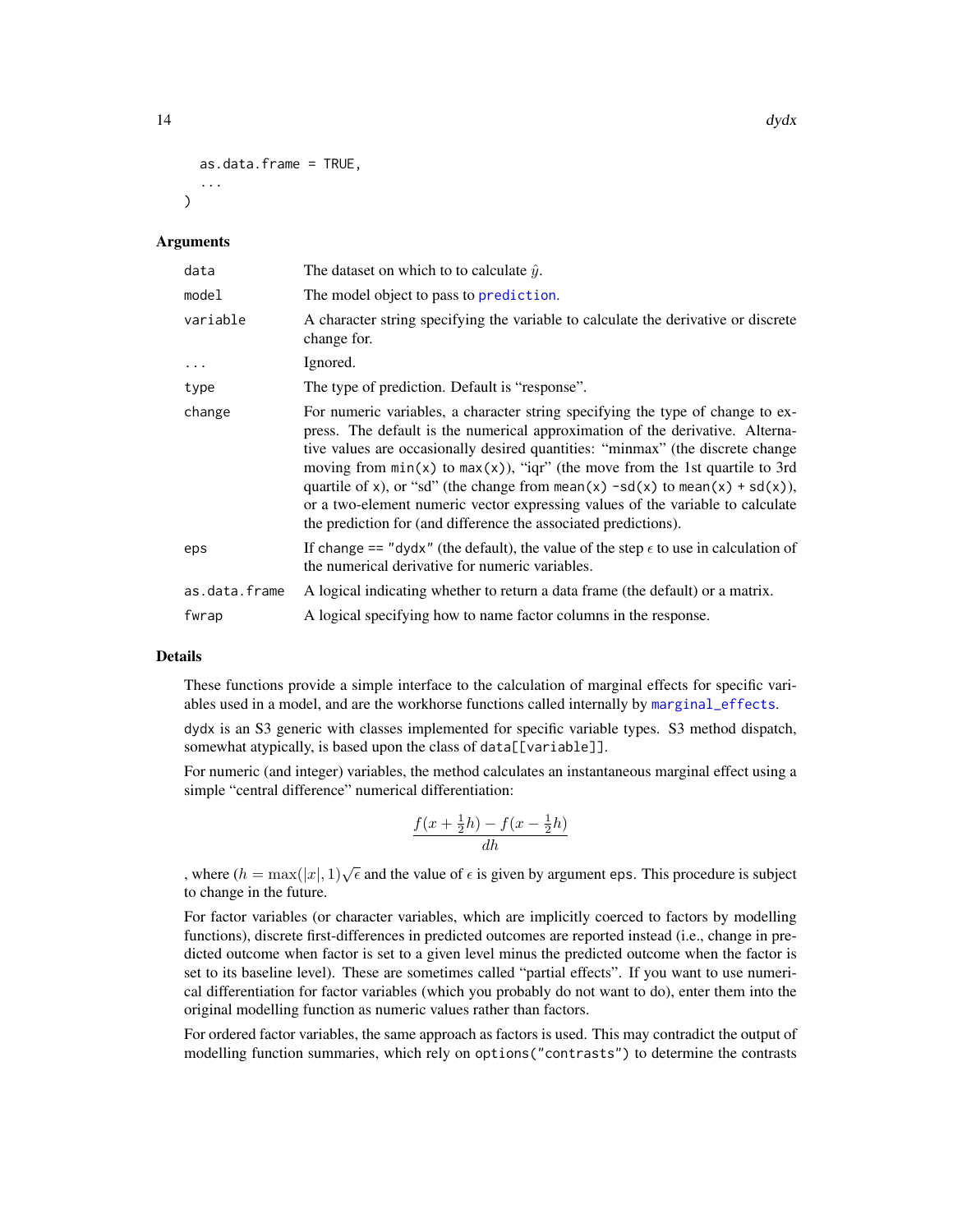```
  as.data.frame = TRUE,
  ...
)
```

## Arguments

| | |
|---|---|
| `data` | The dataset on which to to calculate $\hat{y}$. |
| `model` | The model object to pass to `prediction`. |
| `variable` | A character string specifying the variable to calculate the derivative or discrete change for. |
| `...` | Ignored. |
| `type` | The type of prediction. Default is "response". |
| `change` | For numeric variables, a character string specifying the type of change to express. The default is the numerical approximation of the derivative. Alternative values are occasionally desired quantities: "minmax" (the discrete change moving from `min(x)` to `max(x)`), "iqr" (the move from the 1st quartile to 3rd quartile of `x`), or "sd" (the change from `mean(x) -sd(x)` to `mean(x) + sd(x)`), or a two-element numeric vector expressing values of the variable to calculate the prediction for (and difference the associated predictions). |
| `eps` | If `change == "dydx"` (the default), the value of the step $\epsilon$ to use in calculation of the numerical derivative for numeric variables. |
| `as.data.frame` | A logical indicating whether to return a data frame (the default) or a matrix. |
| `fwrap` | A logical specifying how to name factor columns in the response. |

## Details

These functions provide a simple interface to the calculation of marginal effects for specific variables used in a model, and are the workhorse functions called internally by `marginal_effects`.

`dydx` is an S3 generic with classes implemented for specific variable types. S3 method dispatch, somewhat atypically, is based upon the class of `data[[variable]]`.

For numeric (and integer) variables, the method calculates an instantaneous marginal effect using a simple "central difference" numerical differentiation:

$$\frac{f(x + \frac{1}{2}h) - f(x - \frac{1}{2}h)}{dh}$$

, where ($h = \max(|x|, 1)\sqrt{\epsilon}$ and the value of $\epsilon$ is given by argument `eps`. This procedure is subject to change in the future.

For factor variables (or character variables, which are implicitly coerced to factors by modelling functions), discrete first-differences in predicted outcomes are reported instead (i.e., change in predicted outcome when factor is set to a given level minus the predicted outcome when the factor is set to its baseline level). These are sometimes called "partial effects". If you want to use numerical differentiation for factor variables (which you probably do not want to do), enter them into the original modelling function as numeric values rather than factors.

For ordered factor variables, the same approach as factors is used. This may contradict the output of modelling function summaries, which rely on `options("contrasts")` to determine the contrasts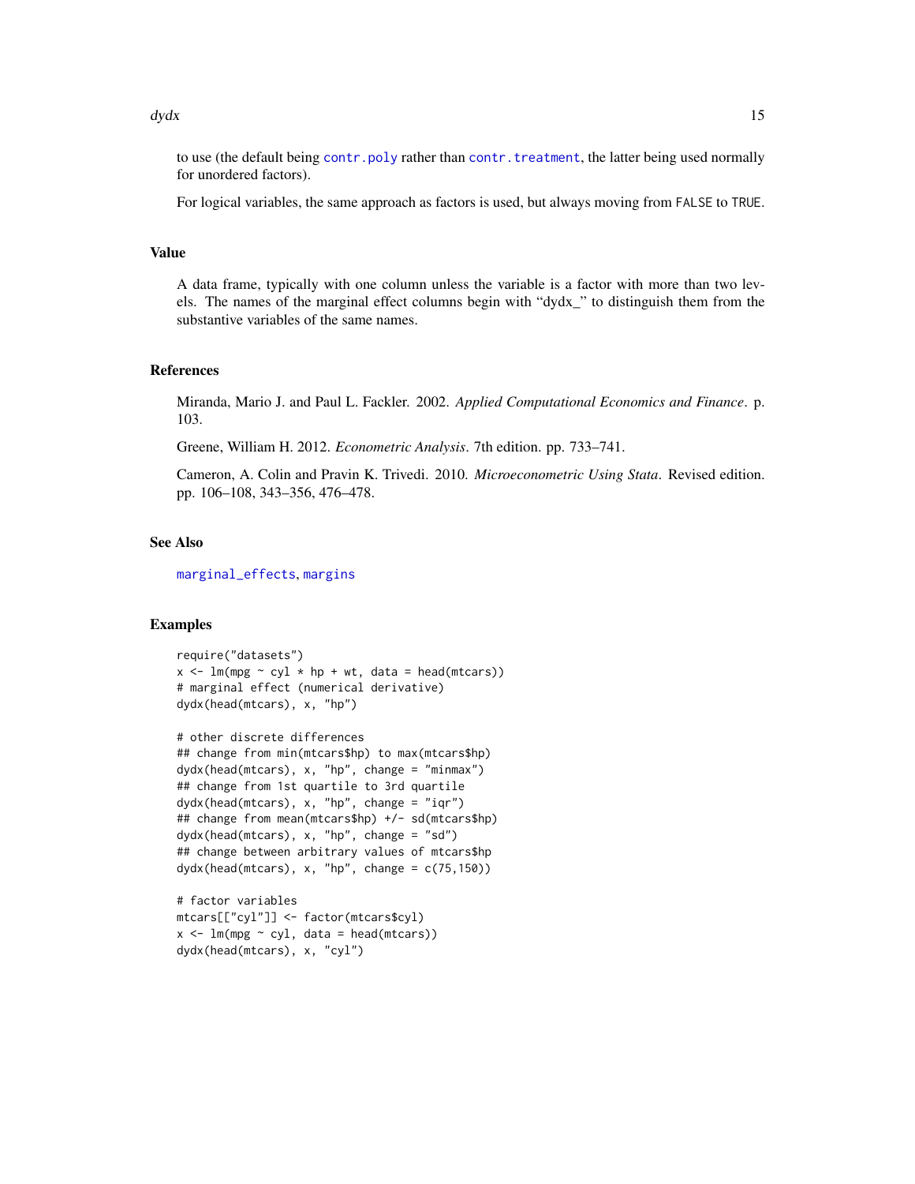to use (the default being `contr.poly` rather than `contr.treatment`, the latter being used normally for unordered factors).

For logical variables, the same approach as factors is used, but always moving from `FALSE` to `TRUE`.

## Value

A data frame, typically with one column unless the variable is a factor with more than two levels. The names of the marginal effect columns begin with "dydx_" to distinguish them from the substantive variables of the same names.

## References

Miranda, Mario J. and Paul L. Fackler. 2002. *Applied Computational Economics and Finance*. p. 103.

Greene, William H. 2012. *Econometric Analysis*. 7th edition. pp. 733–741.

Cameron, A. Colin and Pravin K. Trivedi. 2010. *Microeconometric Using Stata*. Revised edition. pp. 106–108, 343–356, 476–478.

## See Also

`marginal_effects`, `margins`

## Examples

```
require("datasets")
x <- lm(mpg ~ cyl * hp + wt, data = head(mtcars))
# marginal effect (numerical derivative)
dydx(head(mtcars), x, "hp")

# other discrete differences
## change from min(mtcars$hp) to max(mtcars$hp)
dydx(head(mtcars), x, "hp", change = "minmax")
## change from 1st quartile to 3rd quartile
dydx(head(mtcars), x, "hp", change = "iqr")
## change from mean(mtcars$hp) +/- sd(mtcars$hp)
dydx(head(mtcars), x, "hp", change = "sd")
## change between arbitrary values of mtcars$hp
dydx(head(mtcars), x, "hp", change = c(75,150))

# factor variables
mtcars[["cyl"]] <- factor(mtcars$cyl)
x <- lm(mpg ~ cyl, data = head(mtcars))
dydx(head(mtcars), x, "cyl")
```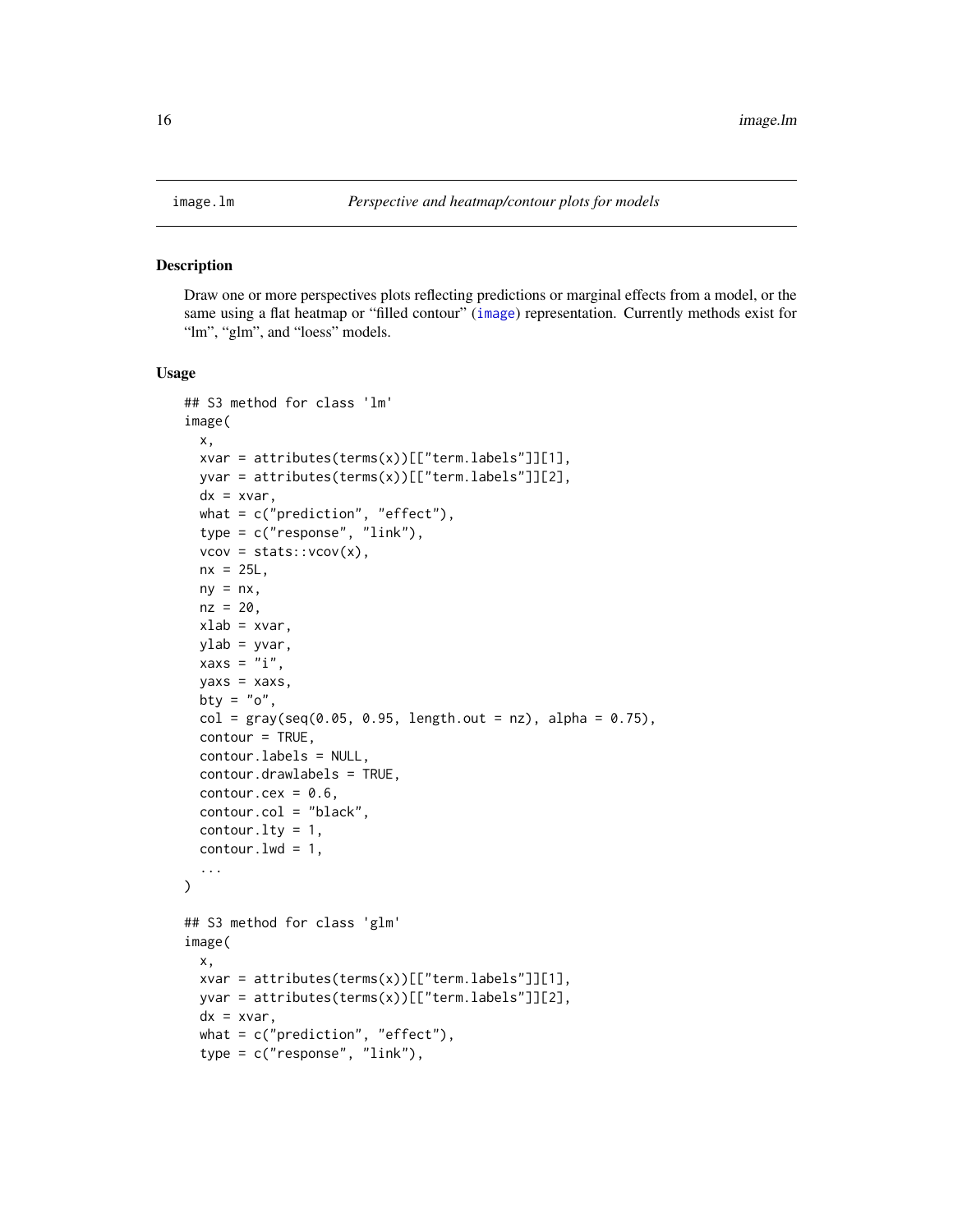image.lm *Perspective and heatmap/contour plots for models*

## Description

Draw one or more perspectives plots reflecting predictions or marginal effects from a model, or the same using a flat heatmap or "filled contour" (image) representation. Currently methods exist for "lm", "glm", and "loess" models.

## Usage

```
## S3 method for class 'lm'
image(
  x,
  xvar = attributes(terms(x))[["term.labels"]][1],
  yvar = attributes(terms(x))[["term.labels"]][2],
  dx = xvar,
  what = c("prediction", "effect"),
  type = c("response", "link"),
  vcov = stats::vcov(x),
  nx = 25L,
  ny = nx,
  nz = 20,
  xlab = xvar,
  ylab = yvar,
  xaxs = "i",
  yaxs = xaxs,
  bty = "o",
  col = gray(seq(0.05, 0.95, length.out = nz), alpha = 0.75),
  contour = TRUE,
  contour.labels = NULL,
  contour.drawlabels = TRUE,
  contour.cex = 0.6,
  contour.col = "black",
  contour.lty = 1,
  contour.lwd = 1,
  ...
)

## S3 method for class 'glm'
image(
  x,
  xvar = attributes(terms(x))[["term.labels"]][1],
  yvar = attributes(terms(x))[["term.labels"]][2],
  dx = xvar,
  what = c("prediction", "effect"),
  type = c("response", "link"),
```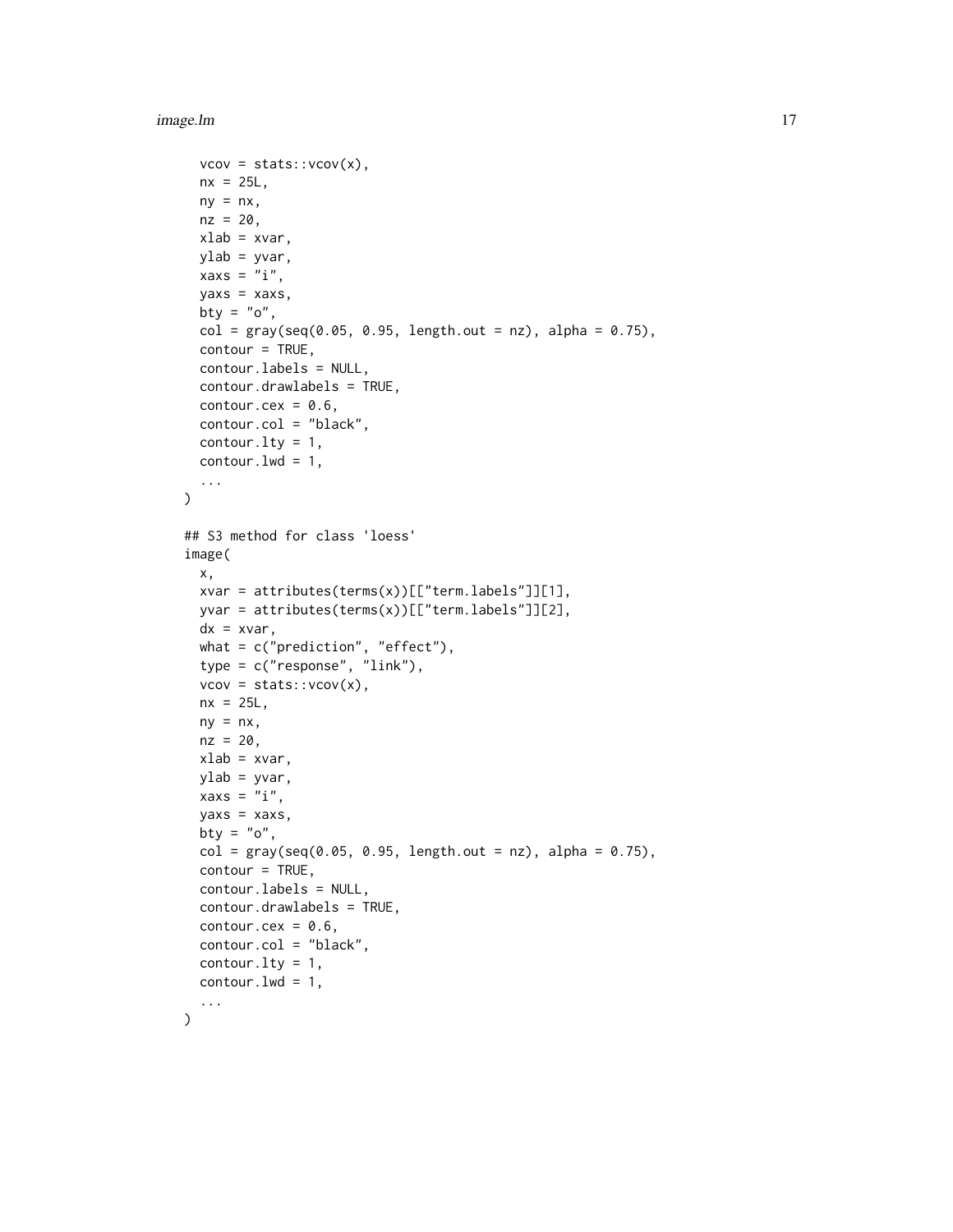```
  vcov = stats::vcov(x),
  nx = 25L,
  ny = nx,
  nz = 20,
  xlab = xvar,
  ylab = yvar,
  xaxs = "i",
  yaxs = xaxs,
  bty = "o",
  col = gray(seq(0.05, 0.95, length.out = nz), alpha = 0.75),
  contour = TRUE,
  contour.labels = NULL,
  contour.drawlabels = TRUE,
  contour.cex = 0.6,
  contour.col = "black",
  contour.lty = 1,
  contour.lwd = 1,
  ...
)

## S3 method for class 'loess'
image(
  x,
  xvar = attributes(terms(x))[["term.labels"]][1],
  yvar = attributes(terms(x))[["term.labels"]][2],
  dx = xvar,
  what = c("prediction", "effect"),
  type = c("response", "link"),
  vcov = stats::vcov(x),
  nx = 25L,
  ny = nx,
  nz = 20,
  xlab = xvar,
  ylab = yvar,
  xaxs = "i",
  yaxs = xaxs,
  bty = "o",
  col = gray(seq(0.05, 0.95, length.out = nz), alpha = 0.75),
  contour = TRUE,
  contour.labels = NULL,
  contour.drawlabels = TRUE,
  contour.cex = 0.6,
  contour.col = "black",
  contour.lty = 1,
  contour.lwd = 1,
  ...
)
```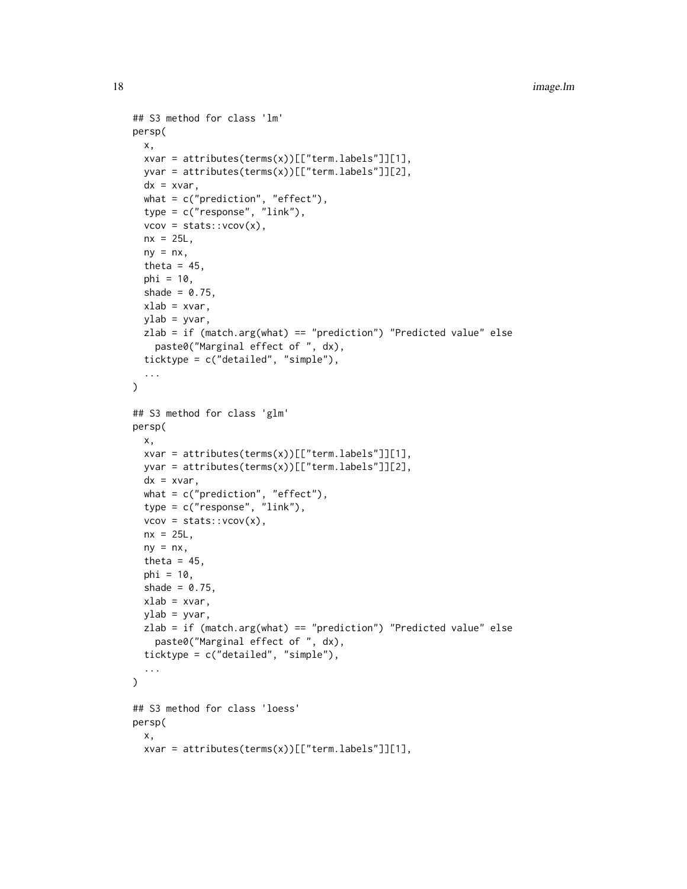```
## S3 method for class 'lm'
persp(
  x,
  xvar = attributes(terms(x))[["term.labels"]][1],
  yvar = attributes(terms(x))[["term.labels"]][2],
  dx = xvar,
  what = c("prediction", "effect"),
  type = c("response", "link"),
  vcov = stats::vcov(x),
  nx = 25L,
  ny = nx,
  theta = 45,
  phi = 10,
  shade = 0.75,
  xlab = xvar,
  ylab = yvar,
  zlab = if (match.arg(what) == "prediction") "Predicted value" else
    paste0("Marginal effect of ", dx),
  ticktype = c("detailed", "simple"),
  ...
)

## S3 method for class 'glm'
persp(
  x,
  xvar = attributes(terms(x))[["term.labels"]][1],
  yvar = attributes(terms(x))[["term.labels"]][2],
  dx = xvar,
  what = c("prediction", "effect"),
  type = c("response", "link"),
  vcov = stats::vcov(x),
  nx = 25L,
  ny = nx,
  theta = 45,
  phi = 10,
  shade = 0.75,
  xlab = xvar,
  ylab = yvar,
  zlab = if (match.arg(what) == "prediction") "Predicted value" else
    paste0("Marginal effect of ", dx),
  ticktype = c("detailed", "simple"),
  ...
)

## S3 method for class 'loess'
persp(
  x,
  xvar = attributes(terms(x))[["term.labels"]][1],
```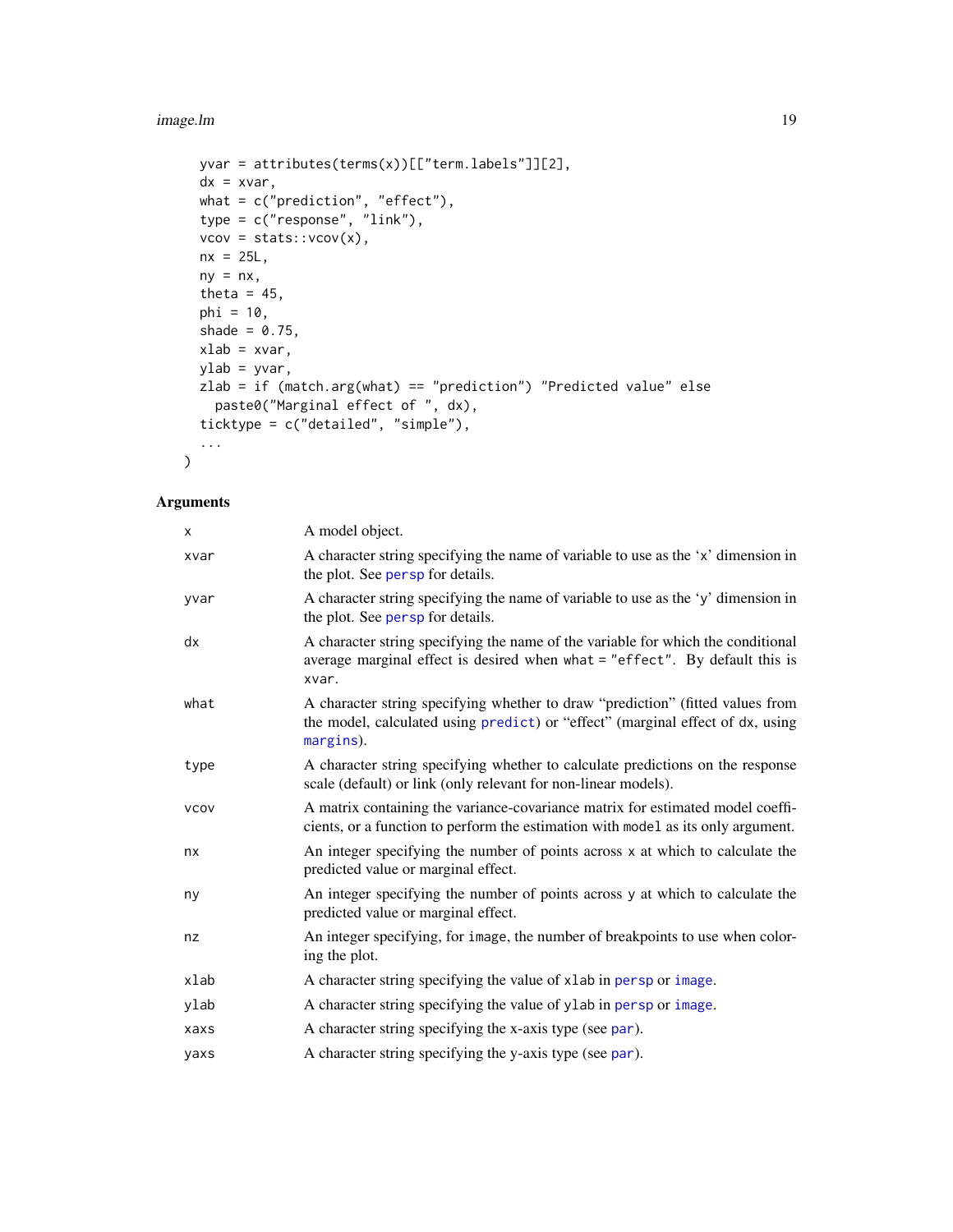```
  yvar = attributes(terms(x))[["term.labels"]][2],
  dx = xvar,
  what = c("prediction", "effect"),
  type = c("response", "link"),
  vcov = stats::vcov(x),
  nx = 25L,
  ny = nx,
  theta = 45,
  phi = 10,
  shade = 0.75,
  xlab = xvar,
  ylab = yvar,
  zlab = if (match.arg(what) == "prediction") "Predicted value" else
    paste0("Marginal effect of ", dx),
  ticktype = c("detailed", "simple"),
  ...
)
```

## Arguments

| | |
|---|---|
| x | A model object. |
| xvar | A character string specifying the name of variable to use as the 'x' dimension in the plot. See persp for details. |
| yvar | A character string specifying the name of variable to use as the 'y' dimension in the plot. See persp for details. |
| dx | A character string specifying the name of the variable for which the conditional average marginal effect is desired when what = "effect". By default this is xvar. |
| what | A character string specifying whether to draw "prediction" (fitted values from the model, calculated using predict) or "effect" (marginal effect of dx, using margins). |
| type | A character string specifying whether to calculate predictions on the response scale (default) or link (only relevant for non-linear models). |
| vcov | A matrix containing the variance-covariance matrix for estimated model coefficients, or a function to perform the estimation with model as its only argument. |
| nx | An integer specifying the number of points across x at which to calculate the predicted value or marginal effect. |
| ny | An integer specifying the number of points across y at which to calculate the predicted value or marginal effect. |
| nz | An integer specifying, for image, the number of breakpoints to use when coloring the plot. |
| xlab | A character string specifying the value of xlab in persp or image. |
| ylab | A character string specifying the value of ylab in persp or image. |
| xaxs | A character string specifying the x-axis type (see par). |
| yaxs | A character string specifying the y-axis type (see par). |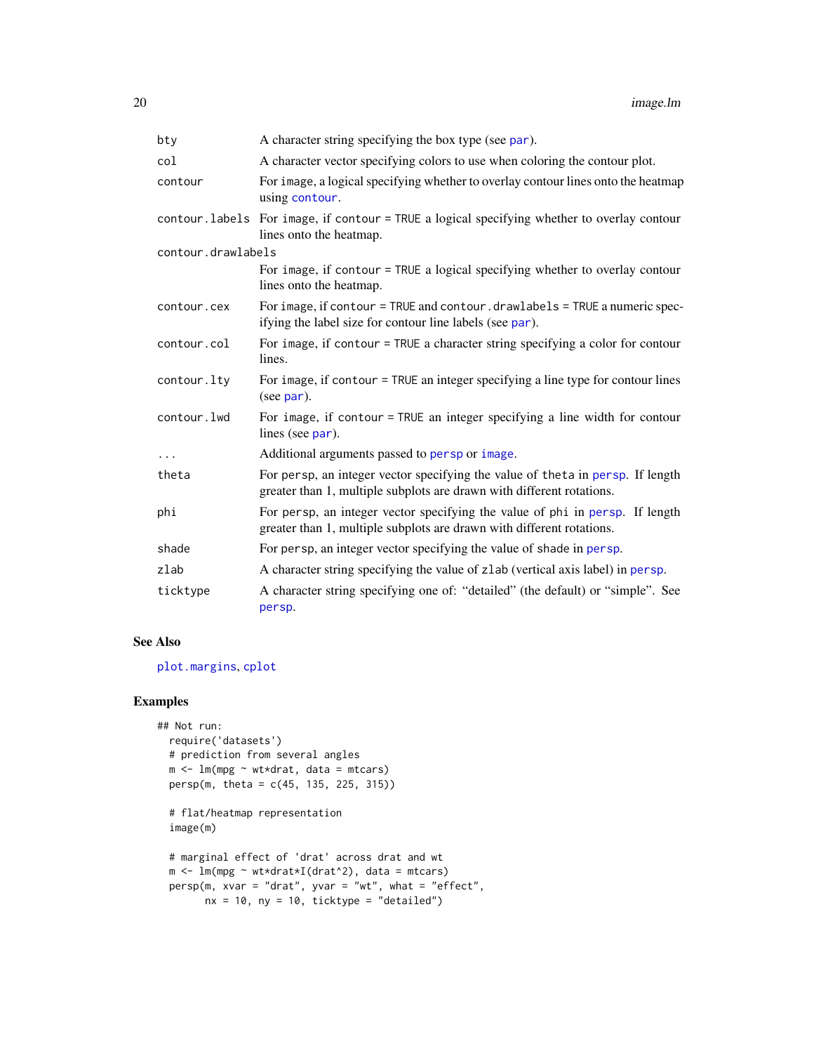| | |
|---|---|
| `bty` | A character string specifying the box type (see `par`). |
| `col` | A character vector specifying colors to use when coloring the contour plot. |
| `contour` | For `image`, a logical specifying whether to overlay contour lines onto the heatmap using `contour`. |
| `contour.labels` | For `image`, if `contour = TRUE` a logical specifying whether to overlay contour lines onto the heatmap. |
| `contour.drawlabels` | For `image`, if `contour = TRUE` a logical specifying whether to overlay contour lines onto the heatmap. |
| `contour.cex` | For `image`, if `contour = TRUE` and `contour.drawlabels = TRUE` a numeric specifying the label size for contour line labels (see `par`). |
| `contour.col` | For `image`, if `contour = TRUE` a character string specifying a color for contour lines. |
| `contour.lty` | For `image`, if `contour = TRUE` an integer specifying a line type for contour lines (see `par`). |
| `contour.lwd` | For `image`, if `contour = TRUE` an integer specifying a line width for contour lines (see `par`). |
| `...` | Additional arguments passed to `persp` or `image`. |
| `theta` | For `persp`, an integer vector specifying the value of `theta` in `persp`. If length greater than 1, multiple subplots are drawn with different rotations. |
| `phi` | For `persp`, an integer vector specifying the value of `phi` in `persp`. If length greater than 1, multiple subplots are drawn with different rotations. |
| `shade` | For `persp`, an integer vector specifying the value of `shade` in `persp`. |
| `zlab` | A character string specifying the value of `zlab` (vertical axis label) in `persp`. |
| `ticktype` | A character string specifying one of: "detailed" (the default) or "simple". See `persp`. |

## See Also

`plot.margins`, `cplot`

## Examples

```
## Not run:
  require('datasets')
  # prediction from several angles
  m <- lm(mpg ~ wt*drat, data = mtcars)
  persp(m, theta = c(45, 135, 225, 315))

  # flat/heatmap representation
  image(m)

  # marginal effect of 'drat' across drat and wt
  m <- lm(mpg ~ wt*drat*I(drat^2), data = mtcars)
  persp(m, xvar = "drat", yvar = "wt", what = "effect",
        nx = 10, ny = 10, ticktype = "detailed")
```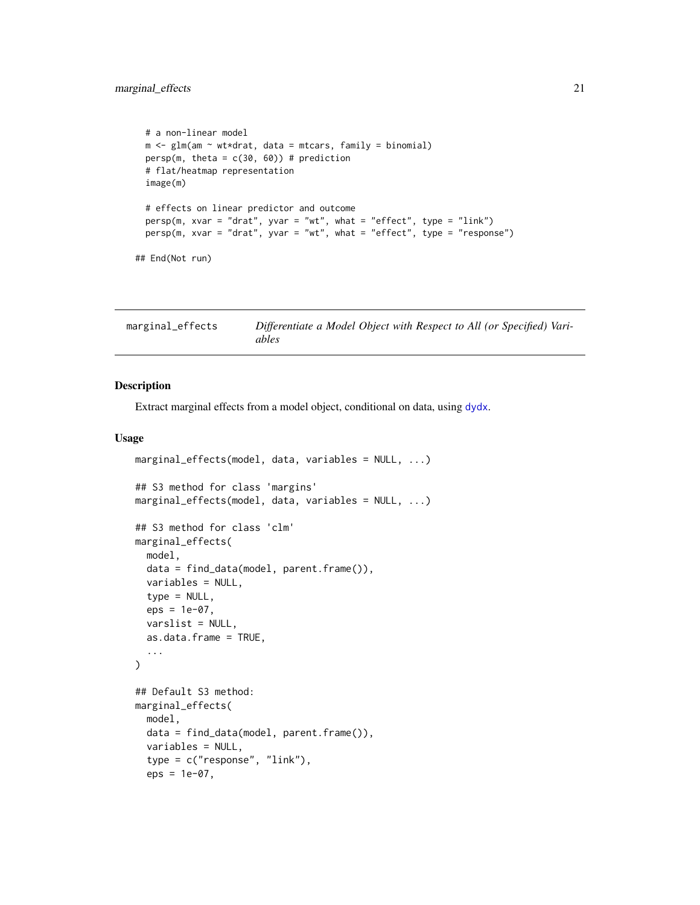```
  # a non-linear model
  m <- glm(am ~ wt*drat, data = mtcars, family = binomial)
  persp(m, theta = c(30, 60)) # prediction
  # flat/heatmap representation
  image(m)

  # effects on linear predictor and outcome
  persp(m, xvar = "drat", yvar = "wt", what = "effect", type = "link")
  persp(m, xvar = "drat", yvar = "wt", what = "effect", type = "response")

## End(Not run)
```

---

`marginal_effects` *Differentiate a Model Object with Respect to All (or Specified) Variables*

---

### Description

Extract marginal effects from a model object, conditional on data, using `dydx`.

### Usage

```
marginal_effects(model, data, variables = NULL, ...)

## S3 method for class 'margins'
marginal_effects(model, data, variables = NULL, ...)

## S3 method for class 'clm'
marginal_effects(
  model,
  data = find_data(model, parent.frame()),
  variables = NULL,
  type = NULL,
  eps = 1e-07,
  varslist = NULL,
  as.data.frame = TRUE,
  ...
)

## Default S3 method:
marginal_effects(
  model,
  data = find_data(model, parent.frame()),
  variables = NULL,
  type = c("response", "link"),
  eps = 1e-07,
```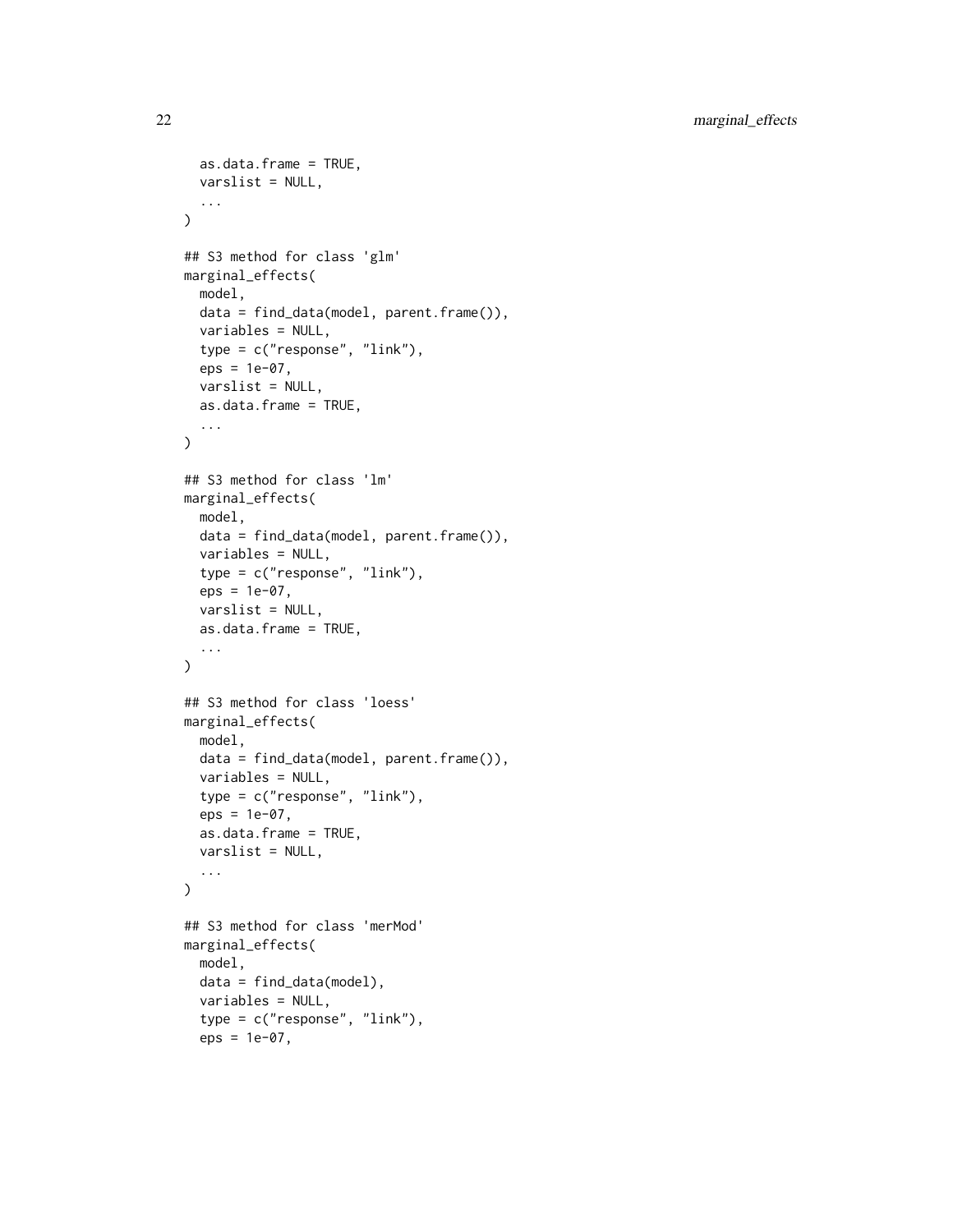```
  as.data.frame = TRUE,
  varslist = NULL,
  ...
)

## S3 method for class 'glm'
marginal_effects(
  model,
  data = find_data(model, parent.frame()),
  variables = NULL,
  type = c("response", "link"),
  eps = 1e-07,
  varslist = NULL,
  as.data.frame = TRUE,
  ...
)

## S3 method for class 'lm'
marginal_effects(
  model,
  data = find_data(model, parent.frame()),
  variables = NULL,
  type = c("response", "link"),
  eps = 1e-07,
  varslist = NULL,
  as.data.frame = TRUE,
  ...
)

## S3 method for class 'loess'
marginal_effects(
  model,
  data = find_data(model, parent.frame()),
  variables = NULL,
  type = c("response", "link"),
  eps = 1e-07,
  as.data.frame = TRUE,
  varslist = NULL,
  ...
)

## S3 method for class 'merMod'
marginal_effects(
  model,
  data = find_data(model),
  variables = NULL,
  type = c("response", "link"),
  eps = 1e-07,
```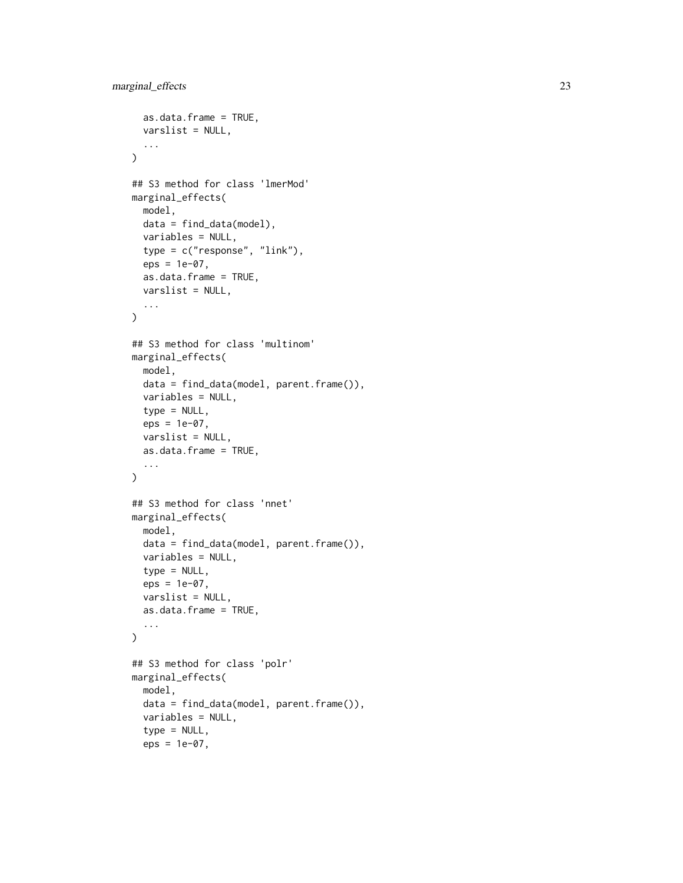```
  as.data.frame = TRUE,
  varslist = NULL,
  ...
)

## S3 method for class 'lmerMod'
marginal_effects(
  model,
  data = find_data(model),
  variables = NULL,
  type = c("response", "link"),
  eps = 1e-07,
  as.data.frame = TRUE,
  varslist = NULL,
  ...
)

## S3 method for class 'multinom'
marginal_effects(
  model,
  data = find_data(model, parent.frame()),
  variables = NULL,
  type = NULL,
  eps = 1e-07,
  varslist = NULL,
  as.data.frame = TRUE,
  ...
)

## S3 method for class 'nnet'
marginal_effects(
  model,
  data = find_data(model, parent.frame()),
  variables = NULL,
  type = NULL,
  eps = 1e-07,
  varslist = NULL,
  as.data.frame = TRUE,
  ...
)

## S3 method for class 'polr'
marginal_effects(
  model,
  data = find_data(model, parent.frame()),
  variables = NULL,
  type = NULL,
  eps = 1e-07,
```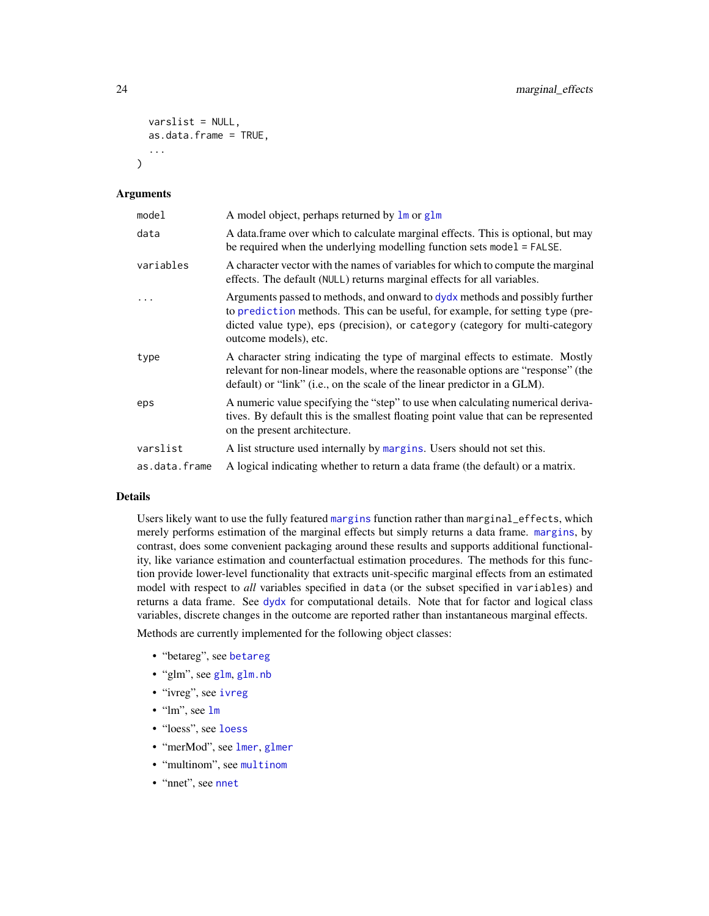```
  varslist = NULL,
  as.data.frame = TRUE,
  ...
)
```

## Arguments

| | |
|---|---|
| model | A model object, perhaps returned by lm or glm |
| data | A data.frame over which to calculate marginal effects. This is optional, but may be required when the underlying modelling function sets model = FALSE. |
| variables | A character vector with the names of variables for which to compute the marginal effects. The default (NULL) returns marginal effects for all variables. |
| ... | Arguments passed to methods, and onward to dydx methods and possibly further to prediction methods. This can be useful, for example, for setting type (predicted value type), eps (precision), or category (category for multi-category outcome models), etc. |
| type | A character string indicating the type of marginal effects to estimate. Mostly relevant for non-linear models, where the reasonable options are "response" (the default) or "link" (i.e., on the scale of the linear predictor in a GLM). |
| eps | A numeric value specifying the "step" to use when calculating numerical derivatives. By default this is the smallest floating point value that can be represented on the present architecture. |
| varslist | A list structure used internally by margins. Users should not set this. |
| as.data.frame | A logical indicating whether to return a data frame (the default) or a matrix. |

## Details

Users likely want to use the fully featured margins function rather than marginal_effects, which merely performs estimation of the marginal effects but simply returns a data frame. margins, by contrast, does some convenient packaging around these results and supports additional functionality, like variance estimation and counterfactual estimation procedures. The methods for this function provide lower-level functionality that extracts unit-specific marginal effects from an estimated model with respect to *all* variables specified in data (or the subset specified in variables) and returns a data frame. See dydx for computational details. Note that for factor and logical class variables, discrete changes in the outcome are reported rather than instantaneous marginal effects.

Methods are currently implemented for the following object classes:

- "betareg", see betareg
- "glm", see glm, glm.nb
- "ivreg", see ivreg
- "lm", see lm
- "loess", see loess
- "merMod", see lmer, glmer
- "multinom", see multinom
- "nnet", see nnet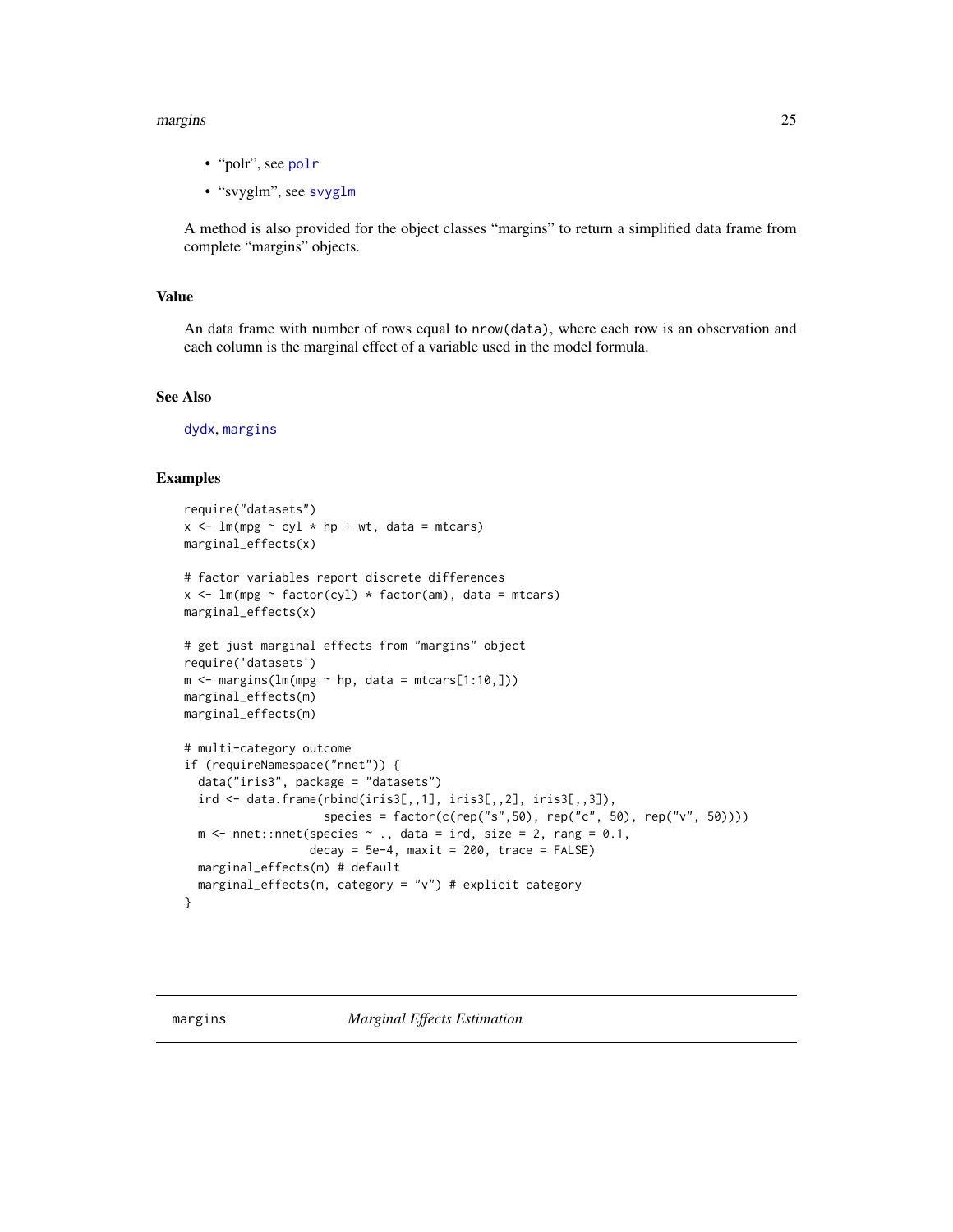- “polr”, see `polr`
- “svyglm”, see `svyglm`

A method is also provided for the object classes “margins” to return a simplified data frame from complete “margins” objects.

## Value

An data frame with number of rows equal to `nrow(data)`, where each row is an observation and each column is the marginal effect of a variable used in the model formula.

## See Also

`dydx`, `margins`

## Examples

```
require("datasets")
x <- lm(mpg ~ cyl * hp + wt, data = mtcars)
marginal_effects(x)

# factor variables report discrete differences
x <- lm(mpg ~ factor(cyl) * factor(am), data = mtcars)
marginal_effects(x)

# get just marginal effects from "margins" object
require('datasets')
m <- margins(lm(mpg ~ hp, data = mtcars[1:10,]))
marginal_effects(m)
marginal_effects(m)

# multi-category outcome
if (requireNamespace("nnet")) {
  data("iris3", package = "datasets")
  ird <- data.frame(rbind(iris3[,,1], iris3[,,2], iris3[,,3]),
                    species = factor(c(rep("s",50), rep("c", 50), rep("v", 50))))
  m <- nnet::nnet(species ~ ., data = ird, size = 2, rang = 0.1,
                  decay = 5e-4, maxit = 200, trace = FALSE)
  marginal_effects(m) # default
  marginal_effects(m, category = "v") # explicit category
}
```

---

`margins` *Marginal Effects Estimation*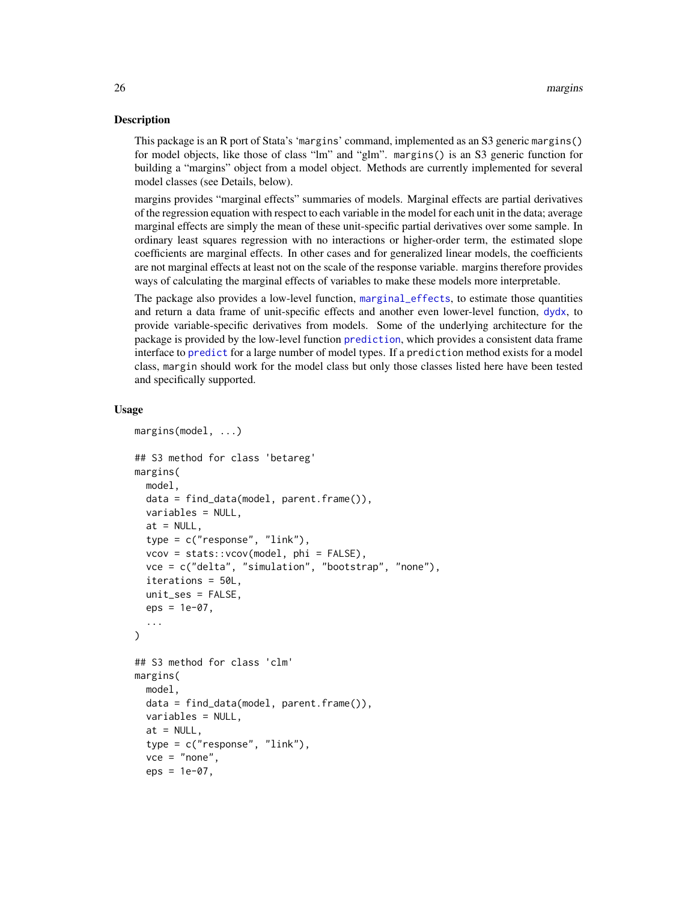## Description

This package is an R port of Stata's 'margins' command, implemented as an S3 generic `margins()` for model objects, like those of class "lm" and "glm". `margins()` is an S3 generic function for building a "margins" object from a model object. Methods are currently implemented for several model classes (see Details, below).

margins provides "marginal effects" summaries of models. Marginal effects are partial derivatives of the regression equation with respect to each variable in the model for each unit in the data; average marginal effects are simply the mean of these unit-specific partial derivatives over some sample. In ordinary least squares regression with no interactions or higher-order term, the estimated slope coefficients are marginal effects. In other cases and for generalized linear models, the coefficients are not marginal effects at least not on the scale of the response variable. margins therefore provides ways of calculating the marginal effects of variables to make these models more interpretable.

The package also provides a low-level function, `marginal_effects`, to estimate those quantities and return a data frame of unit-specific effects and another even lower-level function, `dydx`, to provide variable-specific derivatives from models. Some of the underlying architecture for the package is provided by the low-level function `prediction`, which provides a consistent data frame interface to `predict` for a large number of model types. If a `prediction` method exists for a model class, `margin` should work for the model class but only those classes listed here have been tested and specifically supported.

## Usage

```
margins(model, ...)

## S3 method for class 'betareg'
margins(
  model,
  data = find_data(model, parent.frame()),
  variables = NULL,
  at = NULL,
  type = c("response", "link"),
  vcov = stats::vcov(model, phi = FALSE),
  vce = c("delta", "simulation", "bootstrap", "none"),
  iterations = 50L,
  unit_ses = FALSE,
  eps = 1e-07,
  ...
)

## S3 method for class 'clm'
margins(
  model,
  data = find_data(model, parent.frame()),
  variables = NULL,
  at = NULL,
  type = c("response", "link"),
  vce = "none",
  eps = 1e-07,
```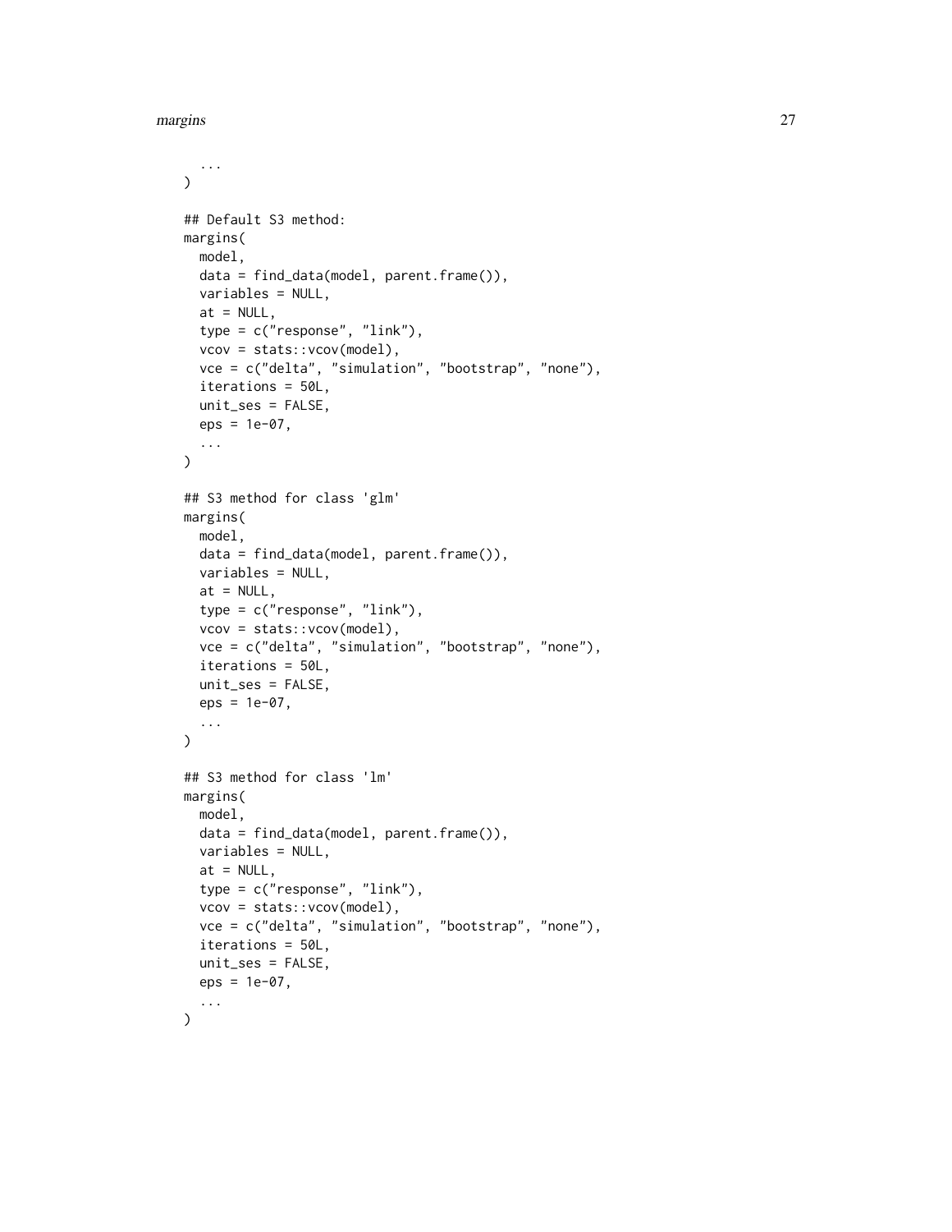```
  ...
)

## Default S3 method:
margins(
  model,
  data = find_data(model, parent.frame()),
  variables = NULL,
  at = NULL,
  type = c("response", "link"),
  vcov = stats::vcov(model),
  vce = c("delta", "simulation", "bootstrap", "none"),
  iterations = 50L,
  unit_ses = FALSE,
  eps = 1e-07,
  ...
)

## S3 method for class 'glm'
margins(
  model,
  data = find_data(model, parent.frame()),
  variables = NULL,
  at = NULL,
  type = c("response", "link"),
  vcov = stats::vcov(model),
  vce = c("delta", "simulation", "bootstrap", "none"),
  iterations = 50L,
  unit_ses = FALSE,
  eps = 1e-07,
  ...
)

## S3 method for class 'lm'
margins(
  model,
  data = find_data(model, parent.frame()),
  variables = NULL,
  at = NULL,
  type = c("response", "link"),
  vcov = stats::vcov(model),
  vce = c("delta", "simulation", "bootstrap", "none"),
  iterations = 50L,
  unit_ses = FALSE,
  eps = 1e-07,
  ...
)
```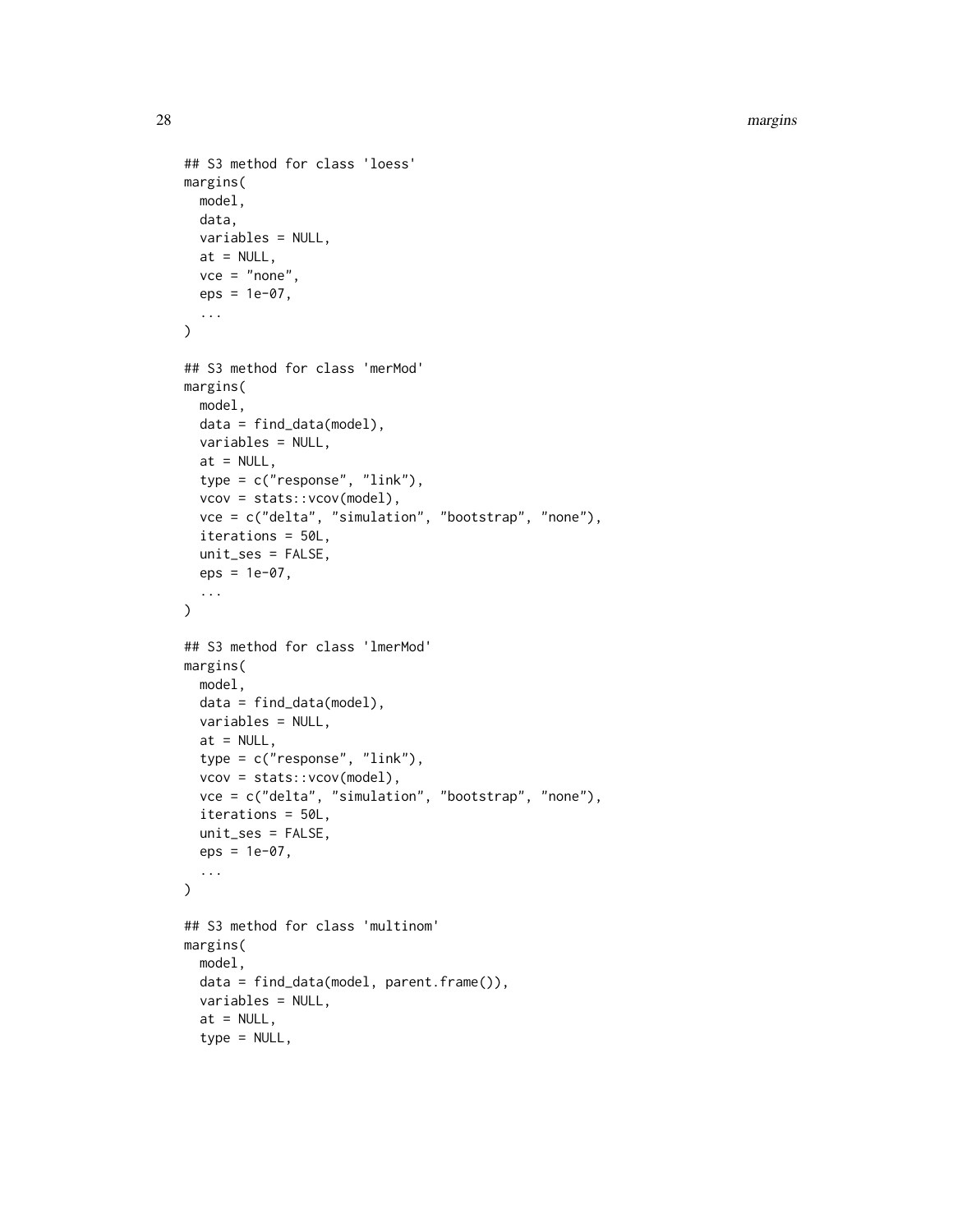```
## S3 method for class 'loess'
margins(
  model,
  data,
  variables = NULL,
  at = NULL,
  vce = "none",
  eps = 1e-07,
  ...
)

## S3 method for class 'merMod'
margins(
  model,
  data = find_data(model),
  variables = NULL,
  at = NULL,
  type = c("response", "link"),
  vcov = stats::vcov(model),
  vce = c("delta", "simulation", "bootstrap", "none"),
  iterations = 50L,
  unit_ses = FALSE,
  eps = 1e-07,
  ...
)

## S3 method for class 'lmerMod'
margins(
  model,
  data = find_data(model),
  variables = NULL,
  at = NULL,
  type = c("response", "link"),
  vcov = stats::vcov(model),
  vce = c("delta", "simulation", "bootstrap", "none"),
  iterations = 50L,
  unit_ses = FALSE,
  eps = 1e-07,
  ...
)

## S3 method for class 'multinom'
margins(
  model,
  data = find_data(model, parent.frame()),
  variables = NULL,
  at = NULL,
  type = NULL,
```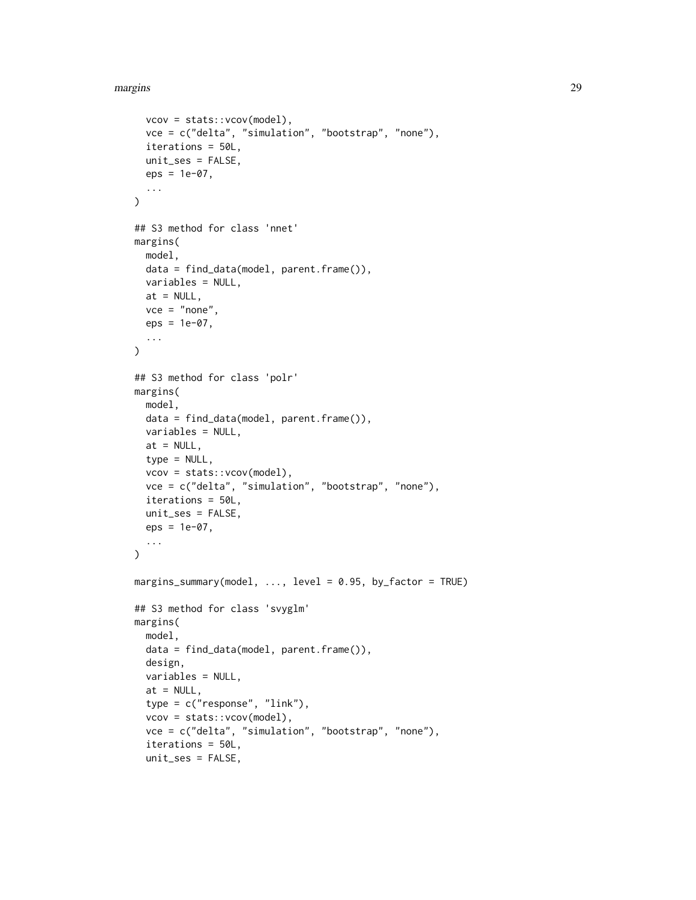```
  vcov = stats::vcov(model),
  vce = c("delta", "simulation", "bootstrap", "none"),
  iterations = 50L,
  unit_ses = FALSE,
  eps = 1e-07,
  ...
)

## S3 method for class 'nnet'
margins(
  model,
  data = find_data(model, parent.frame()),
  variables = NULL,
  at = NULL,
  vce = "none",
  eps = 1e-07,
  ...
)

## S3 method for class 'polr'
margins(
  model,
  data = find_data(model, parent.frame()),
  variables = NULL,
  at = NULL,
  type = NULL,
  vcov = stats::vcov(model),
  vce = c("delta", "simulation", "bootstrap", "none"),
  iterations = 50L,
  unit_ses = FALSE,
  eps = 1e-07,
  ...
)

margins_summary(model, ..., level = 0.95, by_factor = TRUE)

## S3 method for class 'svyglm'
margins(
  model,
  data = find_data(model, parent.frame()),
  design,
  variables = NULL,
  at = NULL,
  type = c("response", "link"),
  vcov = stats::vcov(model),
  vce = c("delta", "simulation", "bootstrap", "none"),
  iterations = 50L,
  unit_ses = FALSE,
```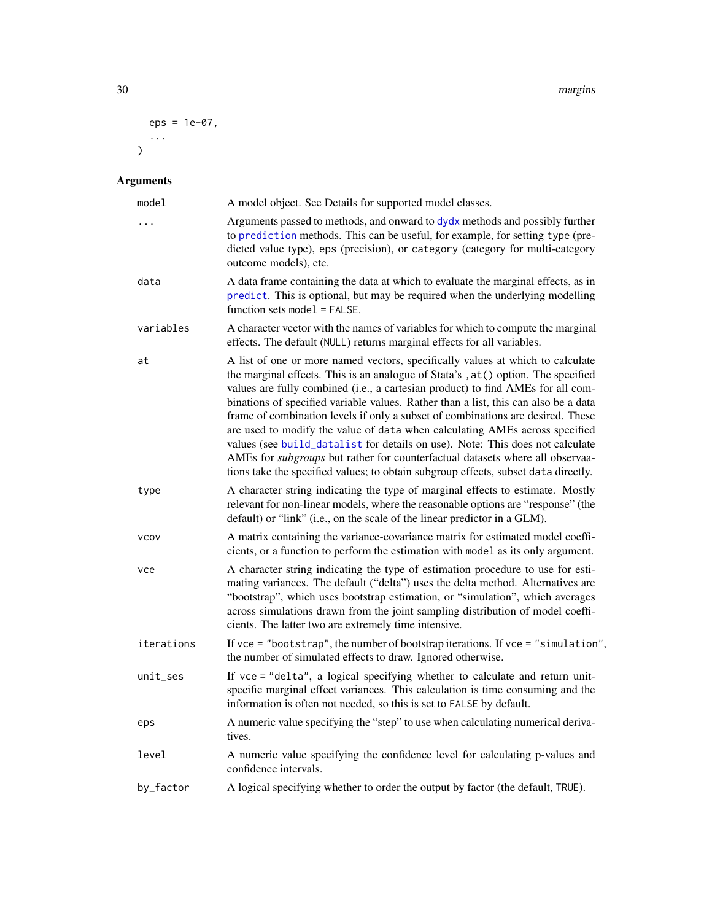```
  eps = 1e-07,
  ...
)
```

## Arguments

| | |
|---|---|
| model | A model object. See Details for supported model classes. |
| ... | Arguments passed to methods, and onward to dydx methods and possibly further to prediction methods. This can be useful, for example, for setting type (predicted value type), eps (precision), or category (category for multi-category outcome models), etc. |
| data | A data frame containing the data at which to evaluate the marginal effects, as in predict. This is optional, but may be required when the underlying modelling function sets model = FALSE. |
| variables | A character vector with the names of variables for which to compute the marginal effects. The default (NULL) returns marginal effects for all variables. |
| at | A list of one or more named vectors, specifically values at which to calculate the marginal effects. This is an analogue of Stata's ,at() option. The specified values are fully combined (i.e., a cartesian product) to find AMEs for all combinations of specified variable values. Rather than a list, this can also be a data frame of combination levels if only a subset of combinations are desired. These are used to modify the value of data when calculating AMEs across specified values (see build_datalist for details on use). Note: This does not calculate AMEs for *subgroups* but rather for counterfactual datasets where all observaations take the specified values; to obtain subgroup effects, subset data directly. |
| type | A character string indicating the type of marginal effects to estimate. Mostly relevant for non-linear models, where the reasonable options are "response" (the default) or "link" (i.e., on the scale of the linear predictor in a GLM). |
| vcov | A matrix containing the variance-covariance matrix for estimated model coefficients, or a function to perform the estimation with model as its only argument. |
| vce | A character string indicating the type of estimation procedure to use for estimating variances. The default ("delta") uses the delta method. Alternatives are "bootstrap", which uses bootstrap estimation, or "simulation", which averages across simulations drawn from the joint sampling distribution of model coefficients. The latter two are extremely time intensive. |
| iterations | If vce = "bootstrap", the number of bootstrap iterations. If vce = "simulation", the number of simulated effects to draw. Ignored otherwise. |
| unit_ses | If vce = "delta", a logical specifying whether to calculate and return unit-specific marginal effect variances. This calculation is time consuming and the information is often not needed, so this is set to FALSE by default. |
| eps | A numeric value specifying the "step" to use when calculating numerical derivatives. |
| level | A numeric value specifying the confidence level for calculating p-values and confidence intervals. |
| by_factor | A logical specifying whether to order the output by factor (the default, TRUE). |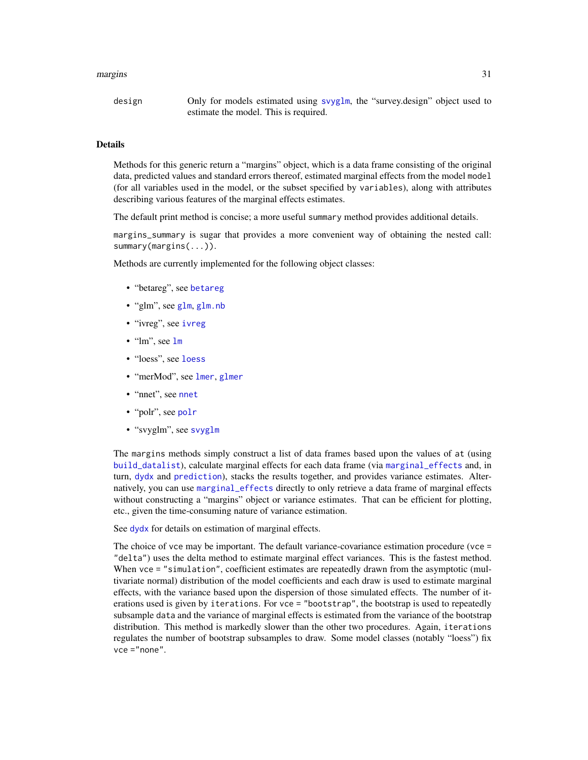design Only for models estimated using svyglm, the "survey.design" object used to estimate the model. This is required.

## Details

Methods for this generic return a "margins" object, which is a data frame consisting of the original data, predicted values and standard errors thereof, estimated marginal effects from the model `model` (for all variables used in the model, or the subset specified by `variables`), along with attributes describing various features of the marginal effects estimates.

The default print method is concise; a more useful `summary` method provides additional details.

`margins_summary` is sugar that provides a more convenient way of obtaining the nested call: `summary(margins(...))`.

Methods are currently implemented for the following object classes:

- "betareg", see betareg
- "glm", see glm, glm.nb
- "ivreg", see ivreg
- "lm", see lm
- "loess", see loess
- "merMod", see lmer, glmer
- "nnet", see nnet
- "polr", see polr
- "svyglm", see svyglm

The `margins` methods simply construct a list of data frames based upon the values of `at` (using build_datalist), calculate marginal effects for each data frame (via marginal_effects and, in turn, dydx and prediction), stacks the results together, and provides variance estimates. Alternatively, you can use marginal_effects directly to only retrieve a data frame of marginal effects without constructing a "margins" object or variance estimates. That can be efficient for plotting, etc., given the time-consuming nature of variance estimation.

See dydx for details on estimation of marginal effects.

The choice of `vce` may be important. The default variance-covariance estimation procedure (`vce = "delta"`) uses the delta method to estimate marginal effect variances. This is the fastest method. When `vce = "simulation"`, coefficient estimates are repeatedly drawn from the asymptotic (multivariate normal) distribution of the model coefficients and each draw is used to estimate marginal effects, with the variance based upon the dispersion of those simulated effects. The number of iterations used is given by `iterations`. For `vce = "bootstrap"`, the bootstrap is used to repeatedly subsample `data` and the variance of marginal effects is estimated from the variance of the bootstrap distribution. This method is markedly slower than the other two procedures. Again, `iterations` regulates the number of bootstrap subsamples to draw. Some model classes (notably "loess") fix `vce ="none"`.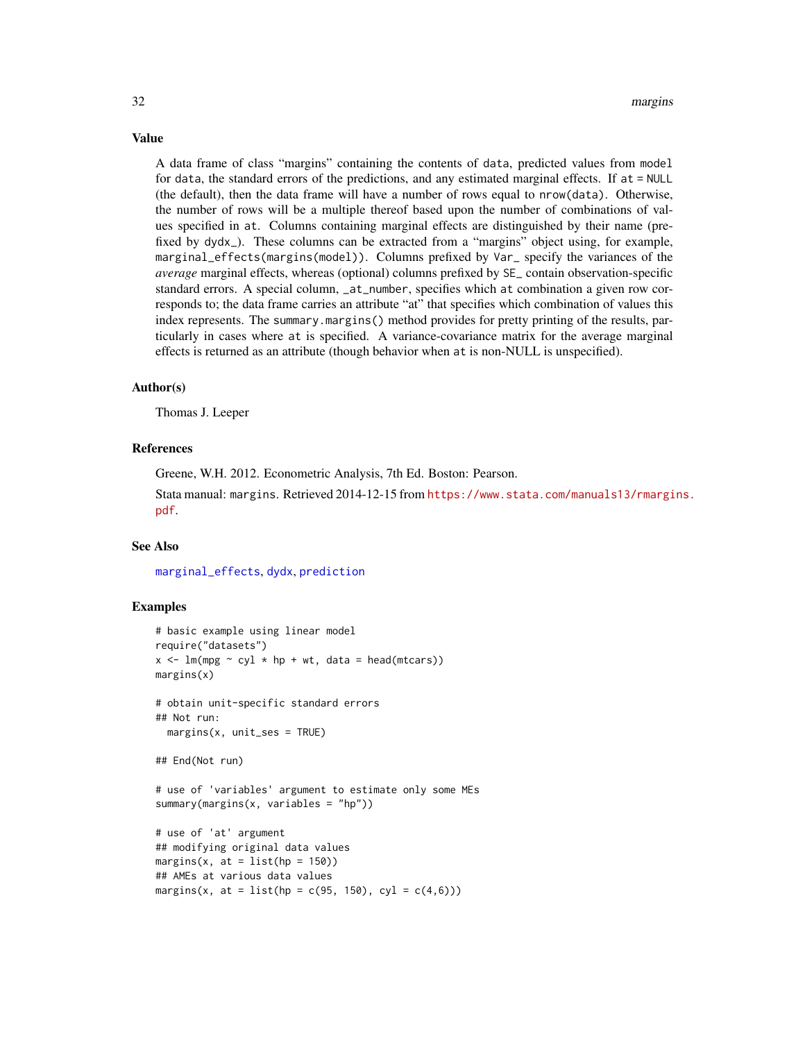## Value

A data frame of class "margins" containing the contents of `data`, predicted values from `model` for `data`, the standard errors of the predictions, and any estimated marginal effects. If `at = NULL` (the default), then the data frame will have a number of rows equal to `nrow(data)`. Otherwise, the number of rows will be a multiple thereof based upon the number of combinations of values specified in `at`. Columns containing marginal effects are distinguished by their name (prefixed by `dydx_`). These columns can be extracted from a "margins" object using, for example, `marginal_effects(margins(model))`. Columns prefixed by `Var_` specify the variances of the *average* marginal effects, whereas (optional) columns prefixed by `SE_` contain observation-specific standard errors. A special column, `_at_number`, specifies which `at` combination a given row corresponds to; the data frame carries an attribute "at" that specifies which combination of values this index represents. The `summary.margins()` method provides for pretty printing of the results, particularly in cases where `at` is specified. A variance-covariance matrix for the average marginal effects is returned as an attribute (though behavior when `at` is non-NULL is unspecified).

## Author(s)

Thomas J. Leeper

## References

Greene, W.H. 2012. Econometric Analysis, 7th Ed. Boston: Pearson.

Stata manual: `margins`. Retrieved 2014-12-15 from https://www.stata.com/manuals13/rmargins.pdf.

## See Also

marginal_effects, dydx, prediction

## Examples

```
# basic example using linear model
require("datasets")
x <- lm(mpg ~ cyl * hp + wt, data = head(mtcars))
margins(x)

# obtain unit-specific standard errors
## Not run:
  margins(x, unit_ses = TRUE)

## End(Not run)

# use of 'variables' argument to estimate only some MEs
summary(margins(x, variables = "hp"))

# use of 'at' argument
## modifying original data values
margins(x, at = list(hp = 150))
## AMEs at various data values
margins(x, at = list(hp = c(95, 150), cyl = c(4,6)))
```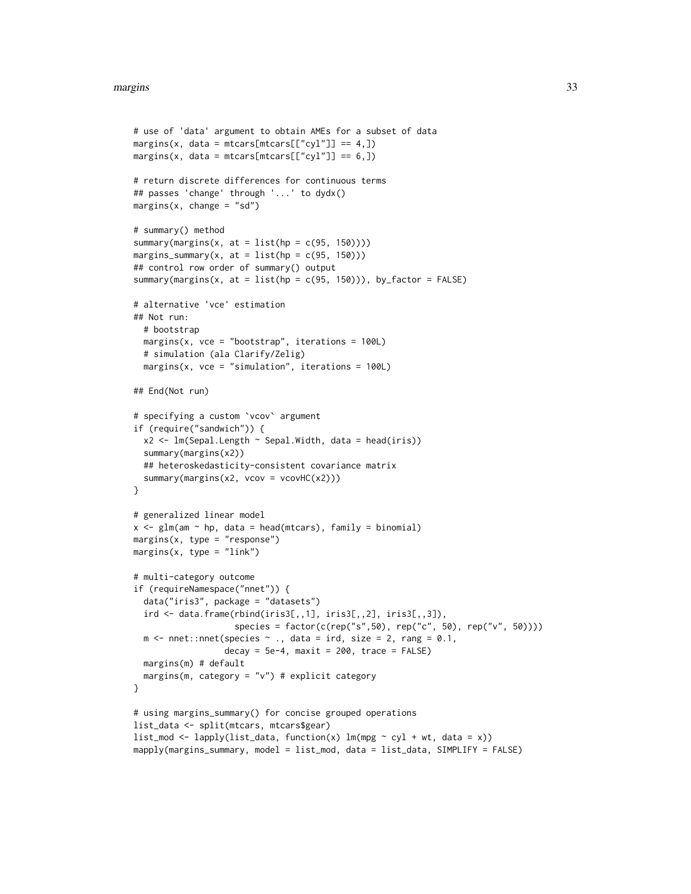```
# use of 'data' argument to obtain AMEs for a subset of data
margins(x, data = mtcars[mtcars[["cyl"]] == 4,])
margins(x, data = mtcars[mtcars[["cyl"]] == 6,])

# return discrete differences for continuous terms
## passes 'change' through '...' to dydx()
margins(x, change = "sd")

# summary() method
summary(margins(x, at = list(hp = c(95, 150))))
margins_summary(x, at = list(hp = c(95, 150)))
## control row order of summary() output
summary(margins(x, at = list(hp = c(95, 150))), by_factor = FALSE)

# alternative 'vce' estimation
## Not run:
  # bootstrap
  margins(x, vce = "bootstrap", iterations = 100L)
  # simulation (ala Clarify/Zelig)
  margins(x, vce = "simulation", iterations = 100L)

## End(Not run)

# specifying a custom `vcov` argument
if (require("sandwich")) {
  x2 <- lm(Sepal.Length ~ Sepal.Width, data = head(iris))
  summary(margins(x2))
  ## heteroskedasticity-consistent covariance matrix
  summary(margins(x2, vcov = vcovHC(x2)))
}

# generalized linear model
x <- glm(am ~ hp, data = head(mtcars), family = binomial)
margins(x, type = "response")
margins(x, type = "link")

# multi-category outcome
if (requireNamespace("nnet")) {
  data("iris3", package = "datasets")
  ird <- data.frame(rbind(iris3[,,1], iris3[,,2], iris3[,,3]),
                    species = factor(c(rep("s",50), rep("c", 50), rep("v", 50))))
  m <- nnet::nnet(species ~ ., data = ird, size = 2, rang = 0.1,
                  decay = 5e-4, maxit = 200, trace = FALSE)
  margins(m) # default
  margins(m, category = "v") # explicit category
}

# using margins_summary() for concise grouped operations
list_data <- split(mtcars, mtcars$gear)
list_mod <- lapply(list_data, function(x) lm(mpg ~ cyl + wt, data = x))
mapply(margins_summary, model = list_mod, data = list_data, SIMPLIFY = FALSE)
```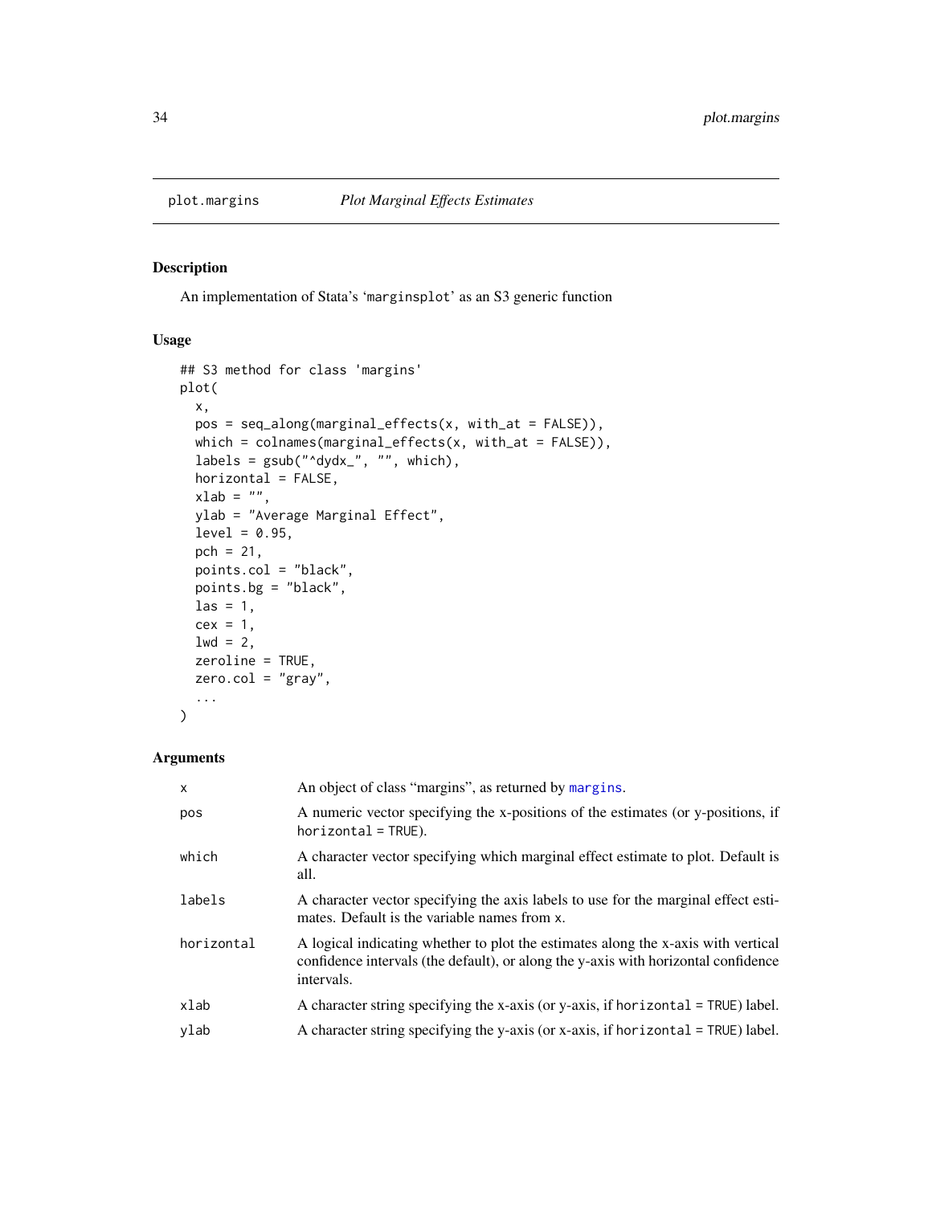plot.margins — *Plot Marginal Effects Estimates*

## Description

An implementation of Stata's 'marginsplot' as an S3 generic function

## Usage

```
## S3 method for class 'margins'
plot(
  x,
  pos = seq_along(marginal_effects(x, with_at = FALSE)),
  which = colnames(marginal_effects(x, with_at = FALSE)),
  labels = gsub("^dydx_", "", which),
  horizontal = FALSE,
  xlab = "",
  ylab = "Average Marginal Effect",
  level = 0.95,
  pch = 21,
  points.col = "black",
  points.bg = "black",
  las = 1,
  cex = 1,
  lwd = 2,
  zeroline = TRUE,
  zero.col = "gray",
  ...
)
```

## Arguments

| | |
|---|---|
| `x` | An object of class "margins", as returned by `margins`. |
| `pos` | A numeric vector specifying the x-positions of the estimates (or y-positions, if `horizontal = TRUE`). |
| `which` | A character vector specifying which marginal effect estimate to plot. Default is all. |
| `labels` | A character vector specifying the axis labels to use for the marginal effect estimates. Default is the variable names from `x`. |
| `horizontal` | A logical indicating whether to plot the estimates along the x-axis with vertical confidence intervals (the default), or along the y-axis with horizontal confidence intervals. |
| `xlab` | A character string specifying the x-axis (or y-axis, if `horizontal = TRUE`) label. |
| `ylab` | A character string specifying the y-axis (or x-axis, if `horizontal = TRUE`) label. |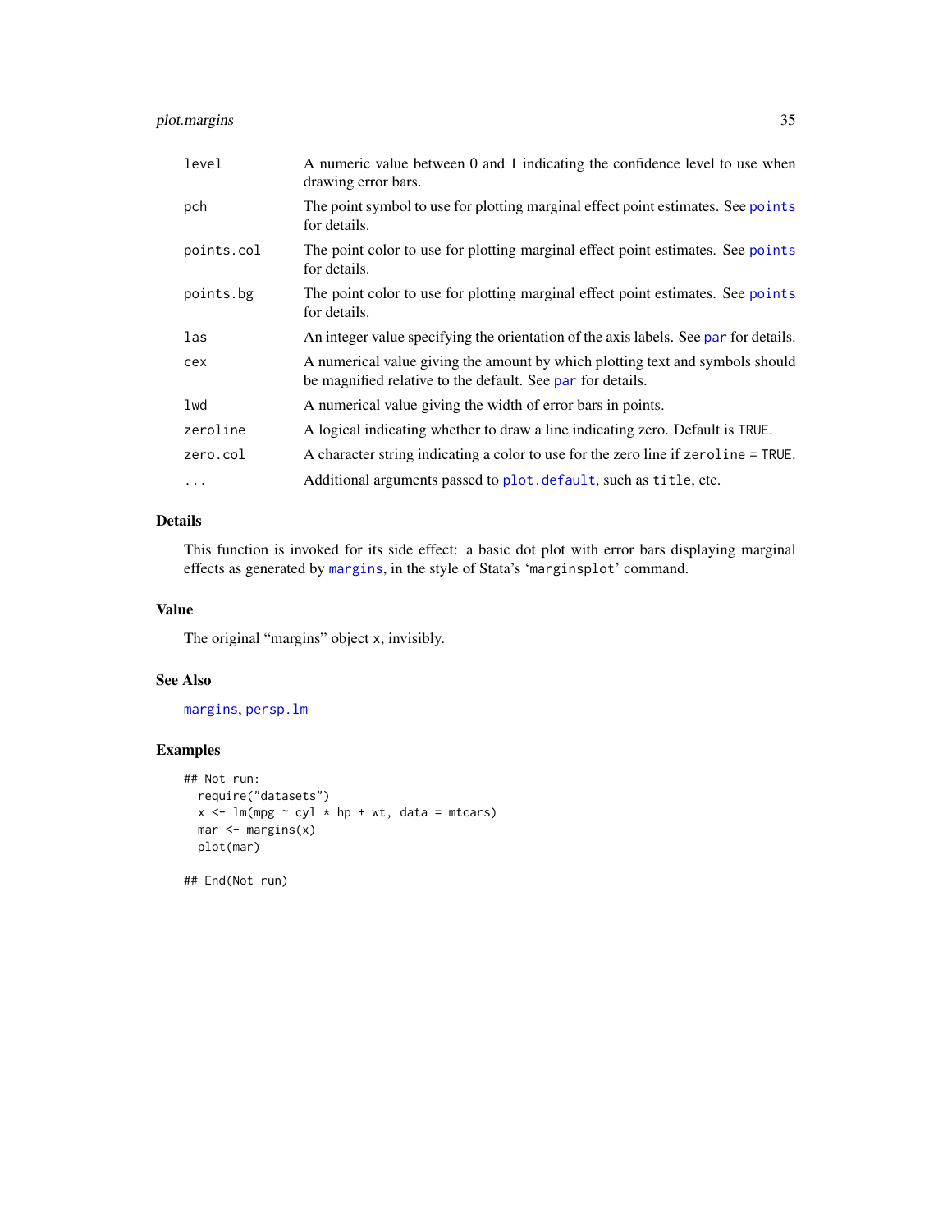| | |
|---|---|
| `level` | A numeric value between 0 and 1 indicating the confidence level to use when drawing error bars. |
| `pch` | The point symbol to use for plotting marginal effect point estimates. See `points` for details. |
| `points.col` | The point color to use for plotting marginal effect point estimates. See `points` for details. |
| `points.bg` | The point color to use for plotting marginal effect point estimates. See `points` for details. |
| `las` | An integer value specifying the orientation of the axis labels. See `par` for details. |
| `cex` | A numerical value giving the amount by which plotting text and symbols should be magnified relative to the default. See `par` for details. |
| `lwd` | A numerical value giving the width of error bars in points. |
| `zeroline` | A logical indicating whether to draw a line indicating zero. Default is `TRUE`. |
| `zero.col` | A character string indicating a color to use for the zero line if `zeroline = TRUE`. |
| `...` | Additional arguments passed to `plot.default`, such as `title`, etc. |

## Details

This function is invoked for its side effect: a basic dot plot with error bars displaying marginal effects as generated by `margins`, in the style of Stata's '`marginsplot`' command.

## Value

The original "margins" object `x`, invisibly.

## See Also

`margins`, `persp.lm`

## Examples

```
## Not run:
  require("datasets")
  x <- lm(mpg ~ cyl * hp + wt, data = mtcars)
  mar <- margins(x)
  plot(mar)

## End(Not run)
```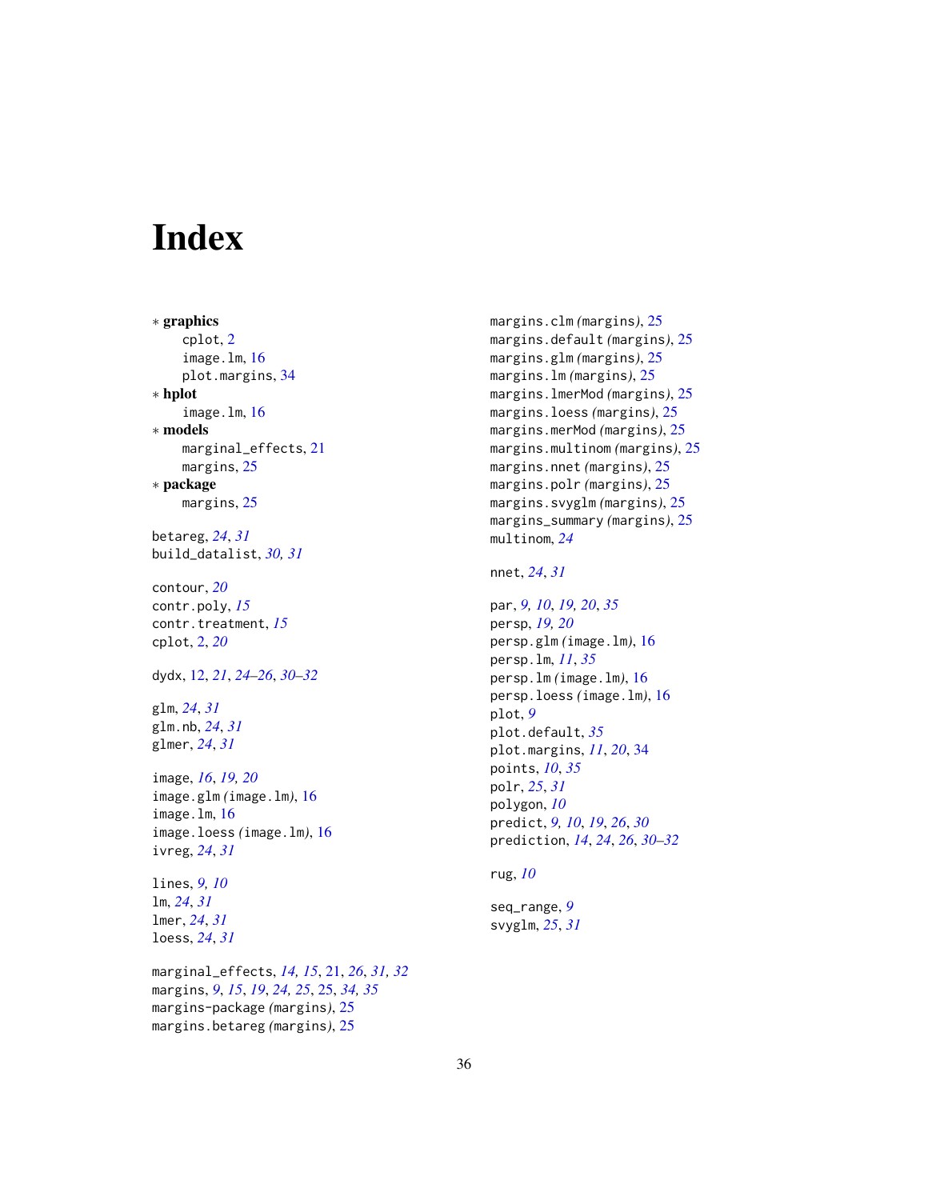# Index

∗ **graphics**
  cplot, 2
  image.lm, 16
  plot.margins, 34

∗ **hplot**
  image.lm, 16

∗ **models**
  marginal_effects, 21
  margins, 25

∗ **package**
  margins, 25

betareg, *24*, *31*
build_datalist, *30, 31*

contour, *20*
contr.poly, *15*
contr.treatment, *15*
cplot, 2, *20*

dydx, 12, *21*, *24–26*, *30–32*

glm, *24*, *31*
glm.nb, *24*, *31*
glmer, *24*, *31*

image, *16*, *19, 20*
image.glm *(image.lm)*, 16
image.lm, 16
image.loess *(image.lm)*, 16
ivreg, *24*, *31*

lines, *9, 10*
lm, *24*, *31*
lmer, *24*, *31*
loess, *24*, *31*

marginal_effects, *14, 15*, 21, *26*, *31, 32*
margins, *9*, *15*, *19*, *24, 25*, 25, *34, 35*
margins-package *(margins)*, 25
margins.betareg *(margins)*, 25
margins.clm *(margins)*, 25
margins.default *(margins)*, 25
margins.glm *(margins)*, 25
margins.lm *(margins)*, 25
margins.lmerMod *(margins)*, 25
margins.loess *(margins)*, 25
margins.merMod *(margins)*, 25
margins.multinom *(margins)*, 25
margins.nnet *(margins)*, 25
margins.polr *(margins)*, 25
margins.svyglm *(margins)*, 25
margins_summary *(margins)*, 25
multinom, *24*

nnet, *24*, *31*

par, *9, 10*, *19, 20*, *35*
persp, *19, 20*
persp.glm *(image.lm)*, 16
persp.lm, *11*, *35*
persp.lm *(image.lm)*, 16
persp.loess *(image.lm)*, 16
plot, *9*
plot.default, *35*
plot.margins, *11*, *20*, 34
points, *10*, *35*
polr, *25*, *31*
polygon, *10*
predict, *9, 10*, *19*, *26*, *30*
prediction, *14*, *24*, *26*, *30–32*

rug, *10*

seq_range, *9*
svyglm, *25*, *31*